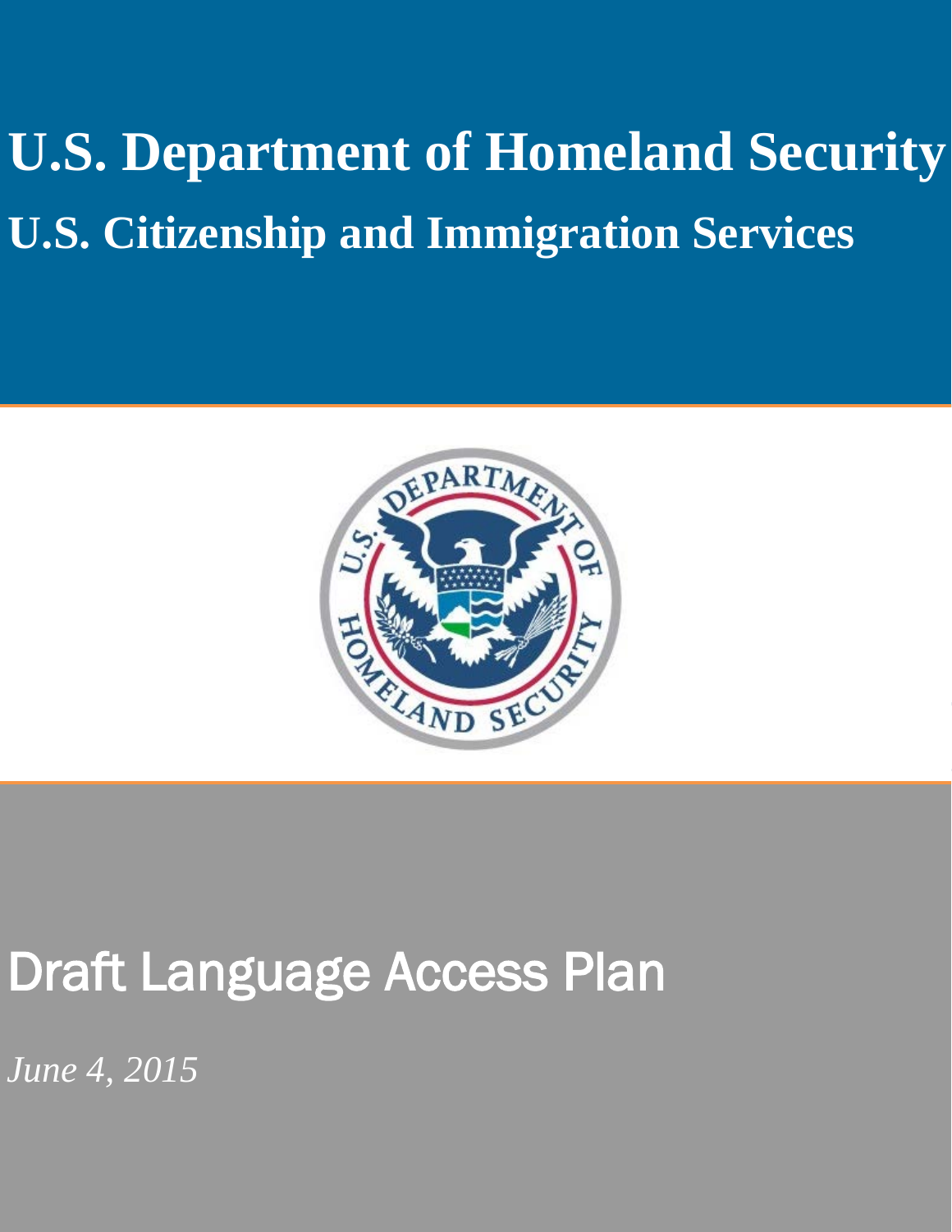# U.S. Department of Homeland Security

## U.S. Citizenship and Immigration Services

# Draft Language Access Plan

*June 4, 2015*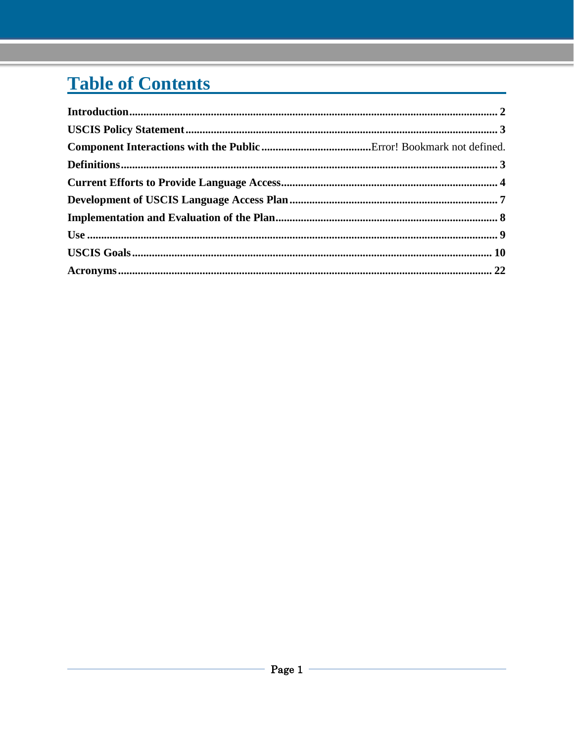# Table of Contents

**Introduction**................................................................................................................................ 2

**USCIS Policy Statement**............................................................................................................ 3

**Component Interactions with the Public**......................................Error! Bookmark not defined.

**Definitions**.................................................................................................................................. 3

**Current Efforts to Provide Language Access**........................................................................... 4

**Development of USCIS Language Access Plan**........................................................................ 7

**Implementation and Evaluation of the Plan**.............................................................................. 8

**Use**.............................................................................................................................................. 9

**USCIS Goals**............................................................................................................................. 10

**Acronyms**.................................................................................................................................. 22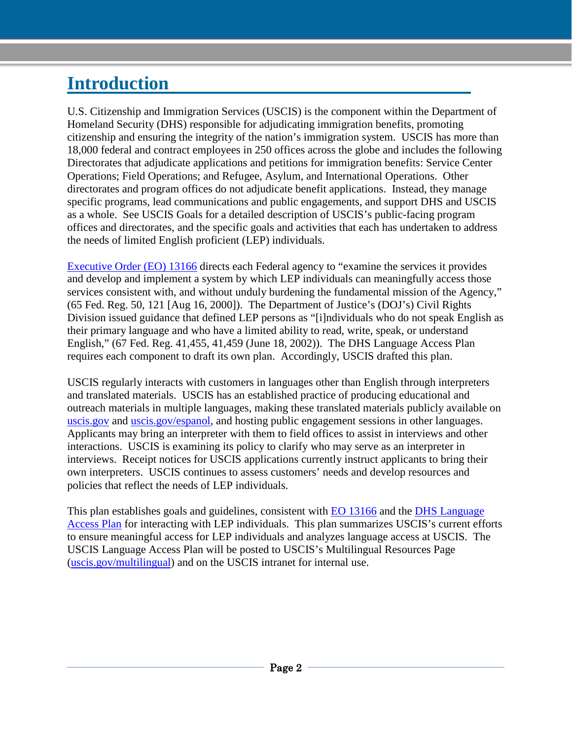# Introduction

U.S. Citizenship and Immigration Services (USCIS) is the component within the Department of Homeland Security (DHS) responsible for adjudicating immigration benefits, promoting citizenship and ensuring the integrity of the nation's immigration system. USCIS has more than 18,000 federal and contract employees in 250 offices across the globe and includes the following Directorates that adjudicate applications and petitions for immigration benefits: Service Center Operations; Field Operations; and Refugee, Asylum, and International Operations. Other directorates and program offices do not adjudicate benefit applications. Instead, they manage specific programs, lead communications and public engagements, and support DHS and USCIS as a whole. See USCIS Goals for a detailed description of USCIS's public-facing program offices and directorates, and the specific goals and activities that each has undertaken to address the needs of limited English proficient (LEP) individuals.

Executive Order (EO) 13166 directs each Federal agency to "examine the services it provides and develop and implement a system by which LEP individuals can meaningfully access those services consistent with, and without unduly burdening the fundamental mission of the Agency," (65 Fed. Reg. 50, 121 [Aug 16, 2000]). The Department of Justice's (DOJ's) Civil Rights Division issued guidance that defined LEP persons as "[i]ndividuals who do not speak English as their primary language and who have a limited ability to read, write, speak, or understand English," (67 Fed. Reg. 41,455, 41,459 (June 18, 2002)). The DHS Language Access Plan requires each component to draft its own plan. Accordingly, USCIS drafted this plan.

USCIS regularly interacts with customers in languages other than English through interpreters and translated materials. USCIS has an established practice of producing educational and outreach materials in multiple languages, making these translated materials publicly available on uscis.gov and uscis.gov/espanol, and hosting public engagement sessions in other languages. Applicants may bring an interpreter with them to field offices to assist in interviews and other interactions. USCIS is examining its policy to clarify who may serve as an interpreter in interviews. Receipt notices for USCIS applications currently instruct applicants to bring their own interpreters. USCIS continues to assess customers' needs and develop resources and policies that reflect the needs of LEP individuals.

This plan establishes goals and guidelines, consistent with EO 13166 and the DHS Language Access Plan for interacting with LEP individuals. This plan summarizes USCIS's current efforts to ensure meaningful access for LEP individuals and analyzes language access at USCIS. The USCIS Language Access Plan will be posted to USCIS's Multilingual Resources Page (uscis.gov/multilingual) and on the USCIS intranet for internal use.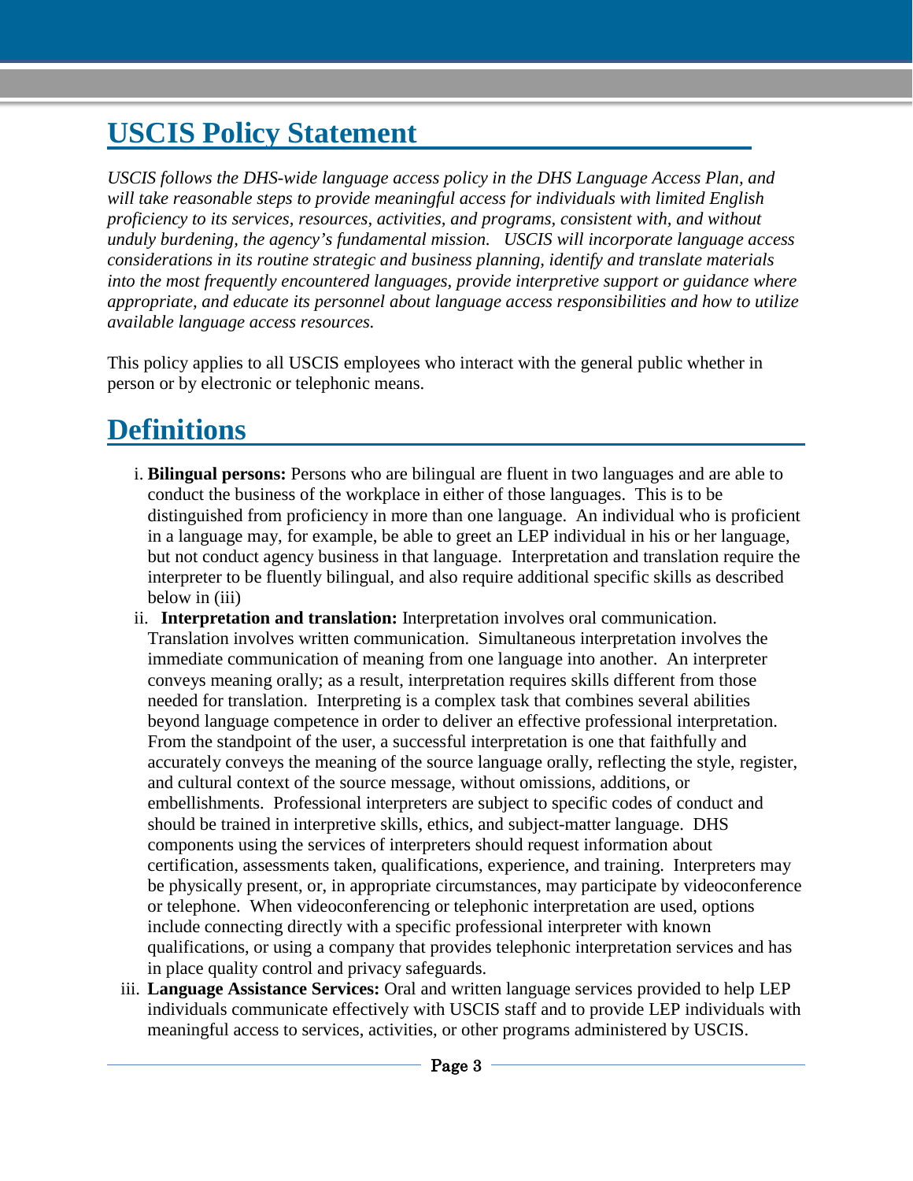## USCIS Policy Statement

*USCIS follows the DHS-wide language access policy in the DHS Language Access Plan, and will take reasonable steps to provide meaningful access for individuals with limited English proficiency to its services, resources, activities, and programs, consistent with, and without unduly burdening, the agency's fundamental mission. USCIS will incorporate language access considerations in its routine strategic and business planning, identify and translate materials into the most frequently encountered languages, provide interpretive support or guidance where appropriate, and educate its personnel about language access responsibilities and how to utilize available language access resources.*

This policy applies to all USCIS employees who interact with the general public whether in person or by electronic or telephonic means.

## Definitions

i. **Bilingual persons:** Persons who are bilingual are fluent in two languages and are able to conduct the business of the workplace in either of those languages. This is to be distinguished from proficiency in more than one language. An individual who is proficient in a language may, for example, be able to greet an LEP individual in his or her language, but not conduct agency business in that language. Interpretation and translation require the interpreter to be fluently bilingual, and also require additional specific skills as described below in (iii)

ii. **Interpretation and translation:** Interpretation involves oral communication. Translation involves written communication. Simultaneous interpretation involves the immediate communication of meaning from one language into another. An interpreter conveys meaning orally; as a result, interpretation requires skills different from those needed for translation. Interpreting is a complex task that combines several abilities beyond language competence in order to deliver an effective professional interpretation. From the standpoint of the user, a successful interpretation is one that faithfully and accurately conveys the meaning of the source language orally, reflecting the style, register, and cultural context of the source message, without omissions, additions, or embellishments. Professional interpreters are subject to specific codes of conduct and should be trained in interpretive skills, ethics, and subject-matter language. DHS components using the services of interpreters should request information about certification, assessments taken, qualifications, experience, and training. Interpreters may be physically present, or, in appropriate circumstances, may participate by videoconference or telephone. When videoconferencing or telephonic interpretation are used, options include connecting directly with a specific professional interpreter with known qualifications, or using a company that provides telephonic interpretation services and has in place quality control and privacy safeguards.

iii. **Language Assistance Services:** Oral and written language services provided to help LEP individuals communicate effectively with USCIS staff and to provide LEP individuals with meaningful access to services, activities, or other programs administered by USCIS.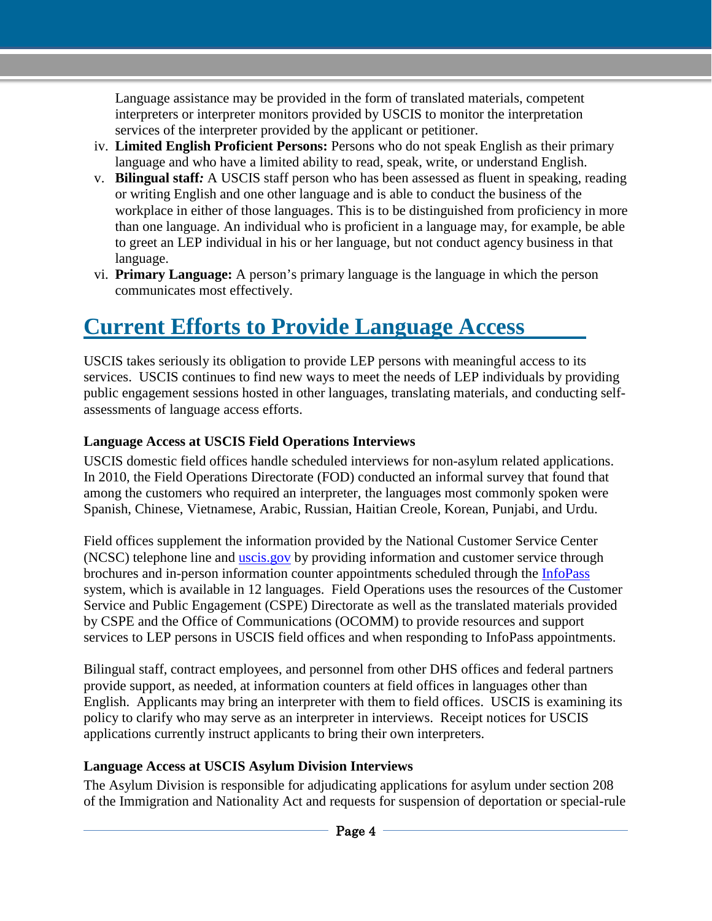Language assistance may be provided in the form of translated materials, competent interpreters or interpreter monitors provided by USCIS to monitor the interpretation services of the interpreter provided by the applicant or petitioner.

iv. **Limited English Proficient Persons:** Persons who do not speak English as their primary language and who have a limited ability to read, speak, write, or understand English.

v. **Bilingual staff*:*** A USCIS staff person who has been assessed as fluent in speaking, reading or writing English and one other language and is able to conduct the business of the workplace in either of those languages. This is to be distinguished from proficiency in more than one language. An individual who is proficient in a language may, for example, be able to greet an LEP individual in his or her language, but not conduct agency business in that language.

vi. **Primary Language:** A person's primary language is the language in which the person communicates most effectively.

# Current Efforts to Provide Language Access

USCIS takes seriously its obligation to provide LEP persons with meaningful access to its services. USCIS continues to find new ways to meet the needs of LEP individuals by providing public engagement sessions hosted in other languages, translating materials, and conducting self-assessments of language access efforts.

### Language Access at USCIS Field Operations Interviews

USCIS domestic field offices handle scheduled interviews for non-asylum related applications. In 2010, the Field Operations Directorate (FOD) conducted an informal survey that found that among the customers who required an interpreter, the languages most commonly spoken were Spanish, Chinese, Vietnamese, Arabic, Russian, Haitian Creole, Korean, Punjabi, and Urdu.

Field offices supplement the information provided by the National Customer Service Center (NCSC) telephone line and uscis.gov by providing information and customer service through brochures and in-person information counter appointments scheduled through the InfoPass system, which is available in 12 languages. Field Operations uses the resources of the Customer Service and Public Engagement (CSPE) Directorate as well as the translated materials provided by CSPE and the Office of Communications (OCOMM) to provide resources and support services to LEP persons in USCIS field offices and when responding to InfoPass appointments.

Bilingual staff, contract employees, and personnel from other DHS offices and federal partners provide support, as needed, at information counters at field offices in languages other than English. Applicants may bring an interpreter with them to field offices. USCIS is examining its policy to clarify who may serve as an interpreter in interviews. Receipt notices for USCIS applications currently instruct applicants to bring their own interpreters.

### Language Access at USCIS Asylum Division Interviews

The Asylum Division is responsible for adjudicating applications for asylum under section 208 of the Immigration and Nationality Act and requests for suspension of deportation or special-rule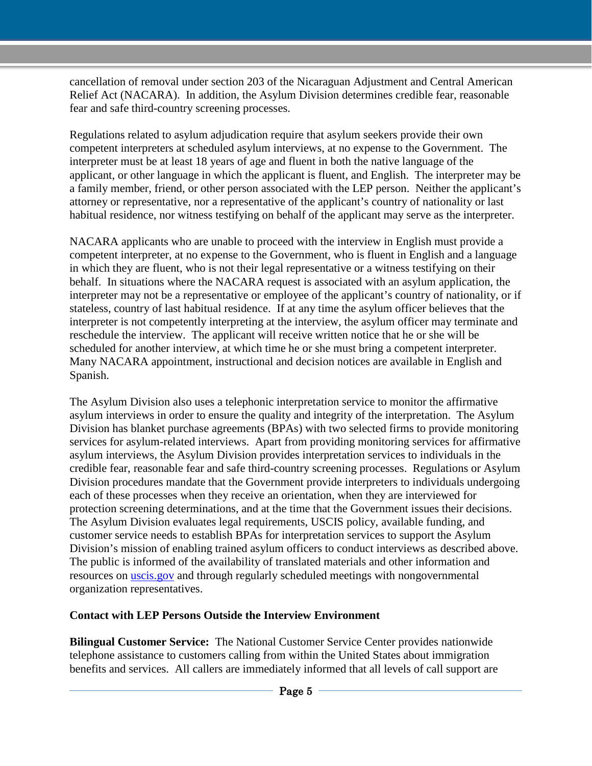cancellation of removal under section 203 of the Nicaraguan Adjustment and Central American Relief Act (NACARA). In addition, the Asylum Division determines credible fear, reasonable fear and safe third-country screening processes.

Regulations related to asylum adjudication require that asylum seekers provide their own competent interpreters at scheduled asylum interviews, at no expense to the Government. The interpreter must be at least 18 years of age and fluent in both the native language of the applicant, or other language in which the applicant is fluent, and English. The interpreter may be a family member, friend, or other person associated with the LEP person. Neither the applicant's attorney or representative, nor a representative of the applicant's country of nationality or last habitual residence, nor witness testifying on behalf of the applicant may serve as the interpreter.

NACARA applicants who are unable to proceed with the interview in English must provide a competent interpreter, at no expense to the Government, who is fluent in English and a language in which they are fluent, who is not their legal representative or a witness testifying on their behalf. In situations where the NACARA request is associated with an asylum application, the interpreter may not be a representative or employee of the applicant's country of nationality, or if stateless, country of last habitual residence. If at any time the asylum officer believes that the interpreter is not competently interpreting at the interview, the asylum officer may terminate and reschedule the interview. The applicant will receive written notice that he or she will be scheduled for another interview, at which time he or she must bring a competent interpreter. Many NACARA appointment, instructional and decision notices are available in English and Spanish.

The Asylum Division also uses a telephonic interpretation service to monitor the affirmative asylum interviews in order to ensure the quality and integrity of the interpretation. The Asylum Division has blanket purchase agreements (BPAs) with two selected firms to provide monitoring services for asylum-related interviews. Apart from providing monitoring services for affirmative asylum interviews, the Asylum Division provides interpretation services to individuals in the credible fear, reasonable fear and safe third-country screening processes. Regulations or Asylum Division procedures mandate that the Government provide interpreters to individuals undergoing each of these processes when they receive an orientation, when they are interviewed for protection screening determinations, and at the time that the Government issues their decisions. The Asylum Division evaluates legal requirements, USCIS policy, available funding, and customer service needs to establish BPAs for interpretation services to support the Asylum Division's mission of enabling trained asylum officers to conduct interviews as described above. The public is informed of the availability of translated materials and other information and resources on [uscis.gov](uscis.gov) and through regularly scheduled meetings with nongovernmental organization representatives.

**Contact with LEP Persons Outside the Interview Environment**

**Bilingual Customer Service:** The National Customer Service Center provides nationwide telephone assistance to customers calling from within the United States about immigration benefits and services. All callers are immediately informed that all levels of call support are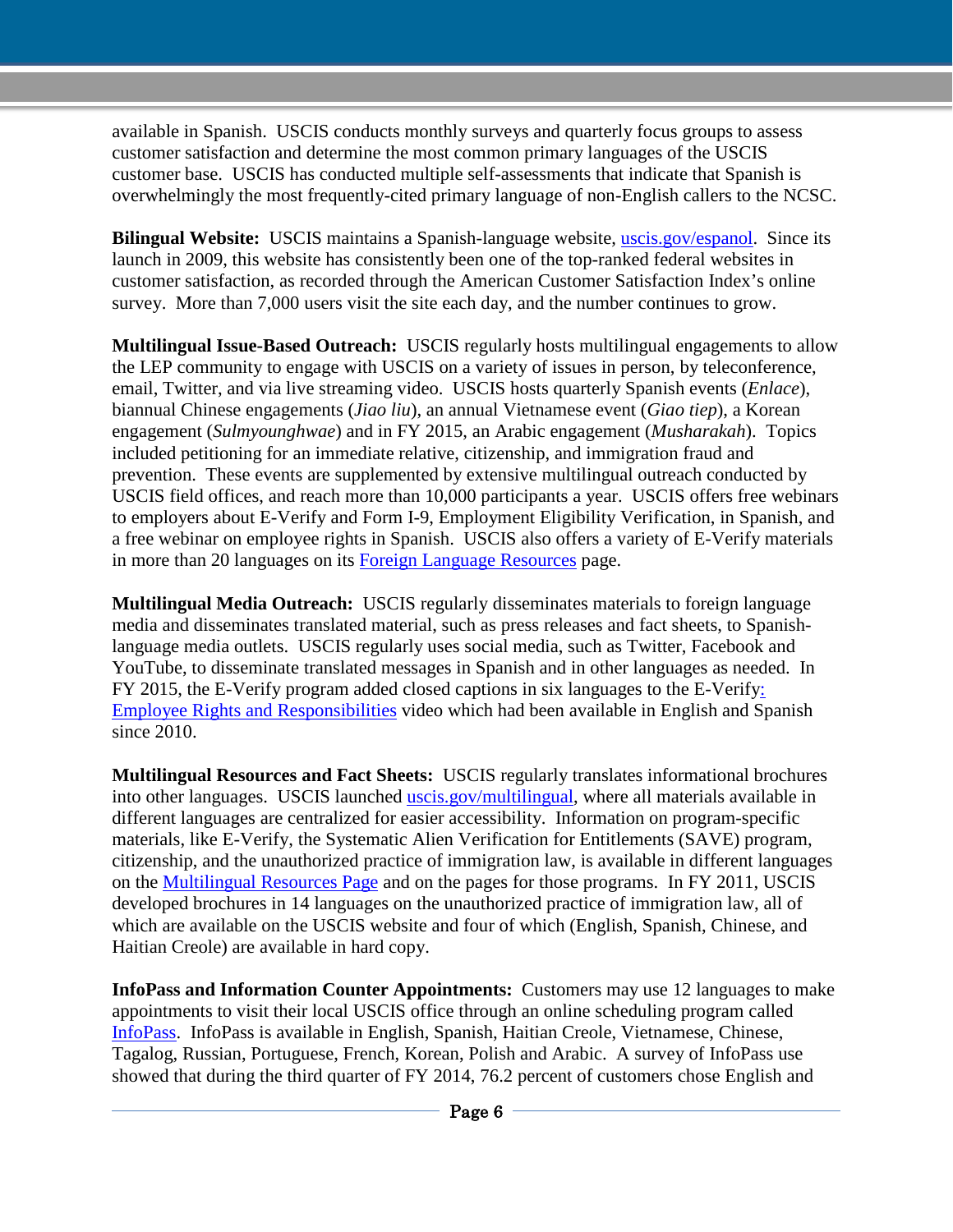available in Spanish. USCIS conducts monthly surveys and quarterly focus groups to assess customer satisfaction and determine the most common primary languages of the USCIS customer base. USCIS has conducted multiple self-assessments that indicate that Spanish is overwhelmingly the most frequently-cited primary language of non-English callers to the NCSC.

**Bilingual Website:** USCIS maintains a Spanish-language website, uscis.gov/espanol. Since its launch in 2009, this website has consistently been one of the top-ranked federal websites in customer satisfaction, as recorded through the American Customer Satisfaction Index's online survey. More than 7,000 users visit the site each day, and the number continues to grow.

**Multilingual Issue-Based Outreach:** USCIS regularly hosts multilingual engagements to allow the LEP community to engage with USCIS on a variety of issues in person, by teleconference, email, Twitter, and via live streaming video. USCIS hosts quarterly Spanish events (*Enlace*), biannual Chinese engagements (*Jiao liu*), an annual Vietnamese event (*Giao tiep*), a Korean engagement (*Sulmyounghwae*) and in FY 2015, an Arabic engagement (*Musharakah*). Topics included petitioning for an immediate relative, citizenship, and immigration fraud and prevention. These events are supplemented by extensive multilingual outreach conducted by USCIS field offices, and reach more than 10,000 participants a year. USCIS offers free webinars to employers about E-Verify and Form I-9, Employment Eligibility Verification, in Spanish, and a free webinar on employee rights in Spanish. USCIS also offers a variety of E-Verify materials in more than 20 languages on its Foreign Language Resources page.

**Multilingual Media Outreach:** USCIS regularly disseminates materials to foreign language media and disseminates translated material, such as press releases and fact sheets, to Spanish-language media outlets. USCIS regularly uses social media, such as Twitter, Facebook and YouTube, to disseminate translated messages in Spanish and in other languages as needed. In FY 2015, the E-Verify program added closed captions in six languages to the E-Verify: Employee Rights and Responsibilities video which had been available in English and Spanish since 2010.

**Multilingual Resources and Fact Sheets:** USCIS regularly translates informational brochures into other languages. USCIS launched uscis.gov/multilingual, where all materials available in different languages are centralized for easier accessibility. Information on program-specific materials, like E-Verify, the Systematic Alien Verification for Entitlements (SAVE) program, citizenship, and the unauthorized practice of immigration law, is available in different languages on the Multilingual Resources Page and on the pages for those programs. In FY 2011, USCIS developed brochures in 14 languages on the unauthorized practice of immigration law, all of which are available on the USCIS website and four of which (English, Spanish, Chinese, and Haitian Creole) are available in hard copy.

**InfoPass and Information Counter Appointments:** Customers may use 12 languages to make appointments to visit their local USCIS office through an online scheduling program called InfoPass. InfoPass is available in English, Spanish, Haitian Creole, Vietnamese, Chinese, Tagalog, Russian, Portuguese, French, Korean, Polish and Arabic. A survey of InfoPass use showed that during the third quarter of FY 2014, 76.2 percent of customers chose English and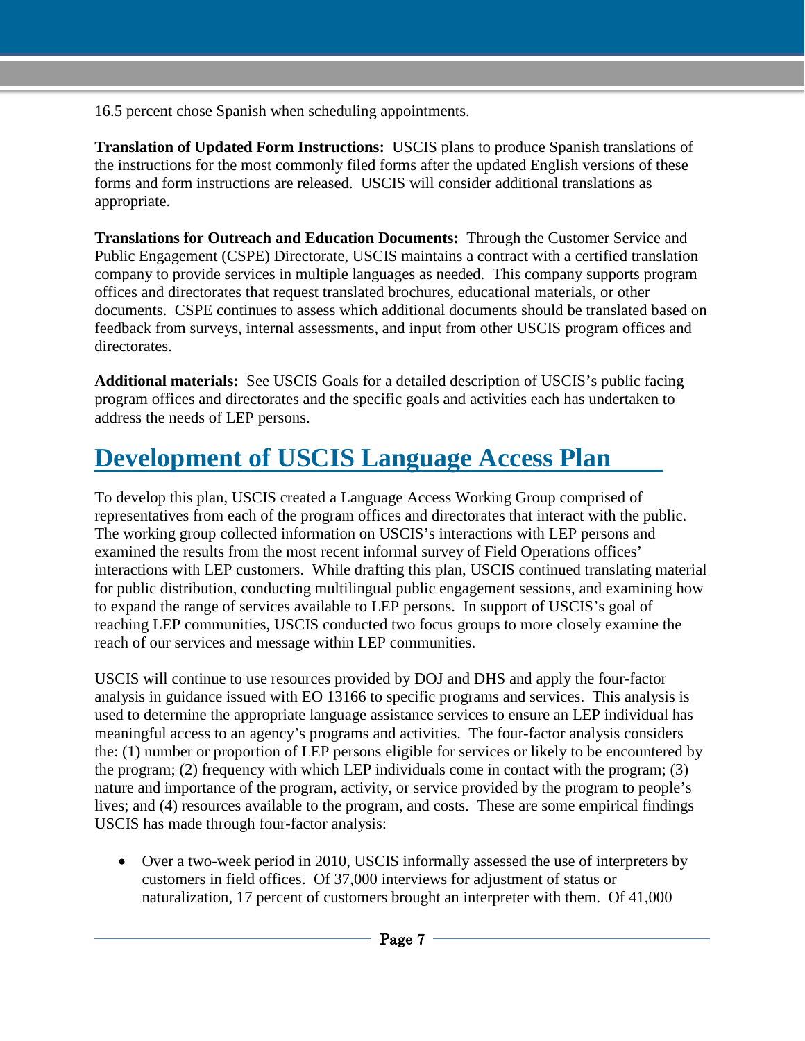16.5 percent chose Spanish when scheduling appointments.

**Translation of Updated Form Instructions:** USCIS plans to produce Spanish translations of the instructions for the most commonly filed forms after the updated English versions of these forms and form instructions are released. USCIS will consider additional translations as appropriate.

**Translations for Outreach and Education Documents:** Through the Customer Service and Public Engagement (CSPE) Directorate, USCIS maintains a contract with a certified translation company to provide services in multiple languages as needed. This company supports program offices and directorates that request translated brochures, educational materials, or other documents. CSPE continues to assess which additional documents should be translated based on feedback from surveys, internal assessments, and input from other USCIS program offices and directorates.

**Additional materials:** See USCIS Goals for a detailed description of USCIS's public facing program offices and directorates and the specific goals and activities each has undertaken to address the needs of LEP persons.

# Development of USCIS Language Access Plan

To develop this plan, USCIS created a Language Access Working Group comprised of representatives from each of the program offices and directorates that interact with the public. The working group collected information on USCIS's interactions with LEP persons and examined the results from the most recent informal survey of Field Operations offices' interactions with LEP customers. While drafting this plan, USCIS continued translating material for public distribution, conducting multilingual public engagement sessions, and examining how to expand the range of services available to LEP persons. In support of USCIS's goal of reaching LEP communities, USCIS conducted two focus groups to more closely examine the reach of our services and message within LEP communities.

USCIS will continue to use resources provided by DOJ and DHS and apply the four-factor analysis in guidance issued with EO 13166 to specific programs and services. This analysis is used to determine the appropriate language assistance services to ensure an LEP individual has meaningful access to an agency's programs and activities. The four-factor analysis considers the: (1) number or proportion of LEP persons eligible for services or likely to be encountered by the program; (2) frequency with which LEP individuals come in contact with the program; (3) nature and importance of the program, activity, or service provided by the program to people's lives; and (4) resources available to the program, and costs. These are some empirical findings USCIS has made through four-factor analysis:

- Over a two-week period in 2010, USCIS informally assessed the use of interpreters by customers in field offices. Of 37,000 interviews for adjustment of status or naturalization, 17 percent of customers brought an interpreter with them. Of 41,000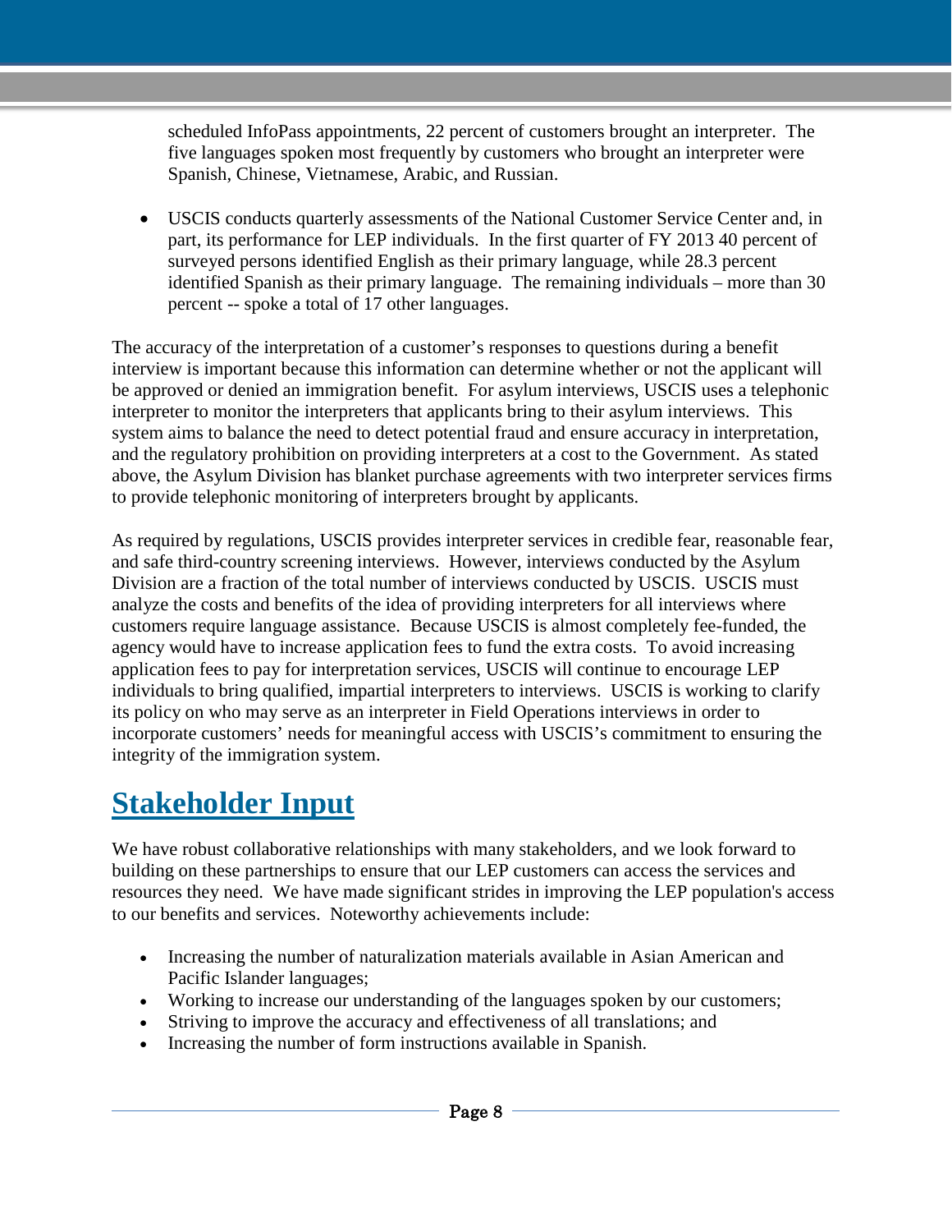scheduled InfoPass appointments, 22 percent of customers brought an interpreter. The five languages spoken most frequently by customers who brought an interpreter were Spanish, Chinese, Vietnamese, Arabic, and Russian.

- USCIS conducts quarterly assessments of the National Customer Service Center and, in part, its performance for LEP individuals. In the first quarter of FY 2013 40 percent of surveyed persons identified English as their primary language, while 28.3 percent identified Spanish as their primary language. The remaining individuals – more than 30 percent -- spoke a total of 17 other languages.

The accuracy of the interpretation of a customer's responses to questions during a benefit interview is important because this information can determine whether or not the applicant will be approved or denied an immigration benefit. For asylum interviews, USCIS uses a telephonic interpreter to monitor the interpreters that applicants bring to their asylum interviews. This system aims to balance the need to detect potential fraud and ensure accuracy in interpretation, and the regulatory prohibition on providing interpreters at a cost to the Government. As stated above, the Asylum Division has blanket purchase agreements with two interpreter services firms to provide telephonic monitoring of interpreters brought by applicants.

As required by regulations, USCIS provides interpreter services in credible fear, reasonable fear, and safe third-country screening interviews. However, interviews conducted by the Asylum Division are a fraction of the total number of interviews conducted by USCIS. USCIS must analyze the costs and benefits of the idea of providing interpreters for all interviews where customers require language assistance. Because USCIS is almost completely fee-funded, the agency would have to increase application fees to fund the extra costs. To avoid increasing application fees to pay for interpretation services, USCIS will continue to encourage LEP individuals to bring qualified, impartial interpreters to interviews. USCIS is working to clarify its policy on who may serve as an interpreter in Field Operations interviews in order to incorporate customers' needs for meaningful access with USCIS's commitment to ensuring the integrity of the immigration system.

# Stakeholder Input

We have robust collaborative relationships with many stakeholders, and we look forward to building on these partnerships to ensure that our LEP customers can access the services and resources they need. We have made significant strides in improving the LEP population's access to our benefits and services. Noteworthy achievements include:

- Increasing the number of naturalization materials available in Asian American and Pacific Islander languages;
- Working to increase our understanding of the languages spoken by our customers;
- Striving to improve the accuracy and effectiveness of all translations; and
- Increasing the number of form instructions available in Spanish.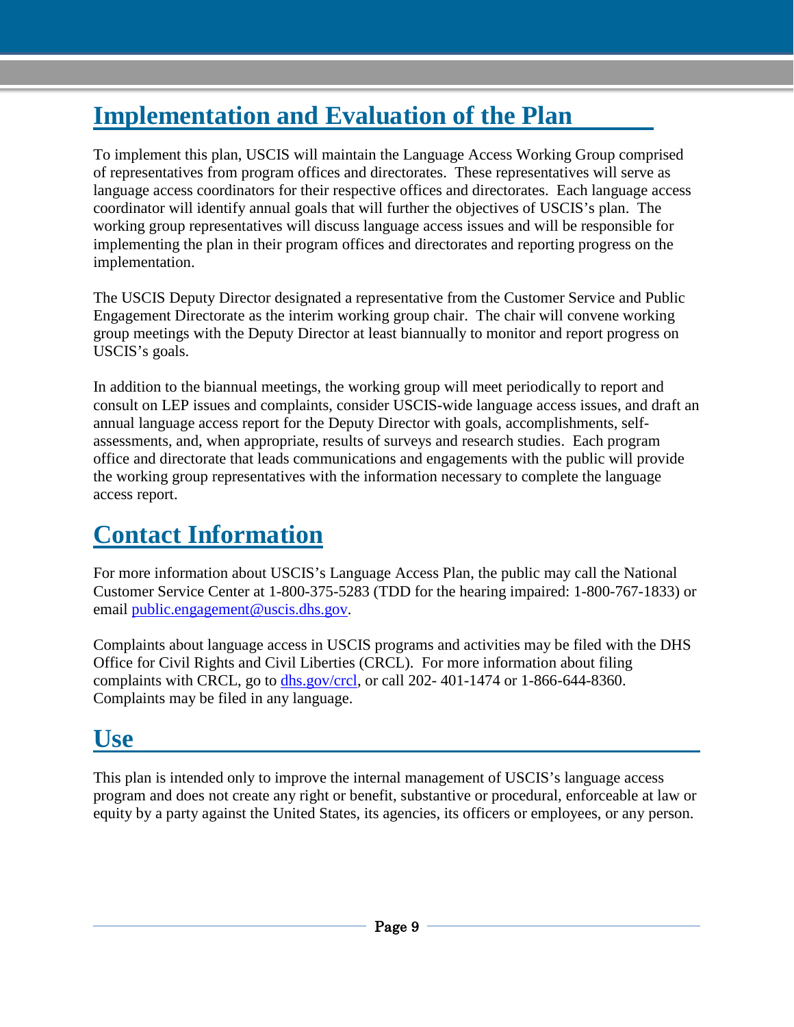## Implementation and Evaluation of the Plan

To implement this plan, USCIS will maintain the Language Access Working Group comprised of representatives from program offices and directorates. These representatives will serve as language access coordinators for their respective offices and directorates. Each language access coordinator will identify annual goals that will further the objectives of USCIS's plan. The working group representatives will discuss language access issues and will be responsible for implementing the plan in their program offices and directorates and reporting progress on the implementation.

The USCIS Deputy Director designated a representative from the Customer Service and Public Engagement Directorate as the interim working group chair. The chair will convene working group meetings with the Deputy Director at least biannually to monitor and report progress on USCIS's goals.

In addition to the biannual meetings, the working group will meet periodically to report and consult on LEP issues and complaints, consider USCIS-wide language access issues, and draft an annual language access report for the Deputy Director with goals, accomplishments, self-assessments, and, when appropriate, results of surveys and research studies. Each program office and directorate that leads communications and engagements with the public will provide the working group representatives with the information necessary to complete the language access report.

## Contact Information

For more information about USCIS's Language Access Plan, the public may call the National Customer Service Center at 1-800-375-5283 (TDD for the hearing impaired: 1-800-767-1833) or email public.engagement@uscis.dhs.gov.

Complaints about language access in USCIS programs and activities may be filed with the DHS Office for Civil Rights and Civil Liberties (CRCL). For more information about filing complaints with CRCL, go to dhs.gov/crcl, or call 202- 401-1474 or 1-866-644-8360. Complaints may be filed in any language.

## Use

This plan is intended only to improve the internal management of USCIS's language access program and does not create any right or benefit, substantive or procedural, enforceable at law or equity by a party against the United States, its agencies, its officers or employees, or any person.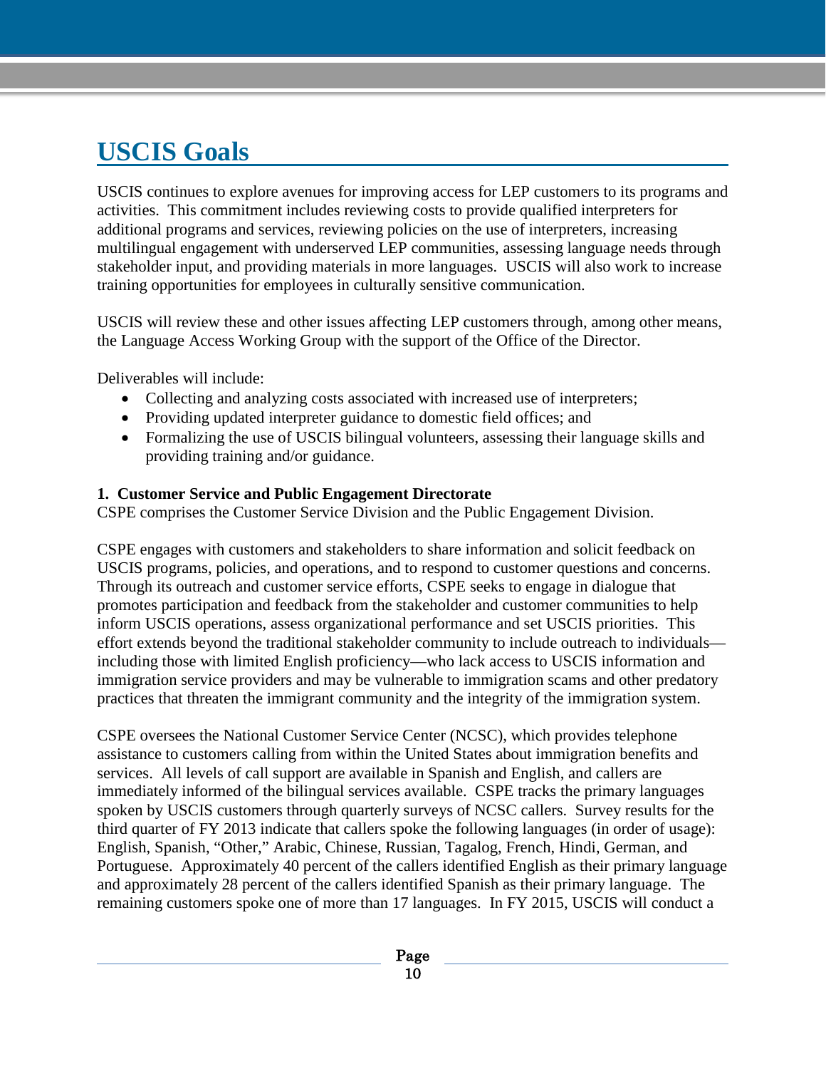# USCIS Goals

USCIS continues to explore avenues for improving access for LEP customers to its programs and activities. This commitment includes reviewing costs to provide qualified interpreters for additional programs and services, reviewing policies on the use of interpreters, increasing multilingual engagement with underserved LEP communities, assessing language needs through stakeholder input, and providing materials in more languages. USCIS will also work to increase training opportunities for employees in culturally sensitive communication.

USCIS will review these and other issues affecting LEP customers through, among other means, the Language Access Working Group with the support of the Office of the Director.

Deliverables will include:

- Collecting and analyzing costs associated with increased use of interpreters;
- Providing updated interpreter guidance to domestic field offices; and
- Formalizing the use of USCIS bilingual volunteers, assessing their language skills and providing training and/or guidance.

**1. Customer Service and Public Engagement Directorate**
CSPE comprises the Customer Service Division and the Public Engagement Division.

CSPE engages with customers and stakeholders to share information and solicit feedback on USCIS programs, policies, and operations, and to respond to customer questions and concerns. Through its outreach and customer service efforts, CSPE seeks to engage in dialogue that promotes participation and feedback from the stakeholder and customer communities to help inform USCIS operations, assess organizational performance and set USCIS priorities. This effort extends beyond the traditional stakeholder community to include outreach to individuals—including those with limited English proficiency—who lack access to USCIS information and immigration service providers and may be vulnerable to immigration scams and other predatory practices that threaten the immigrant community and the integrity of the immigration system.

CSPE oversees the National Customer Service Center (NCSC), which provides telephone assistance to customers calling from within the United States about immigration benefits and services. All levels of call support are available in Spanish and English, and callers are immediately informed of the bilingual services available. CSPE tracks the primary languages spoken by USCIS customers through quarterly surveys of NCSC callers. Survey results for the third quarter of FY 2013 indicate that callers spoke the following languages (in order of usage): English, Spanish, "Other," Arabic, Chinese, Russian, Tagalog, French, Hindi, German, and Portuguese. Approximately 40 percent of the callers identified English as their primary language and approximately 28 percent of the callers identified Spanish as their primary language. The remaining customers spoke one of more than 17 languages. In FY 2015, USCIS will conduct a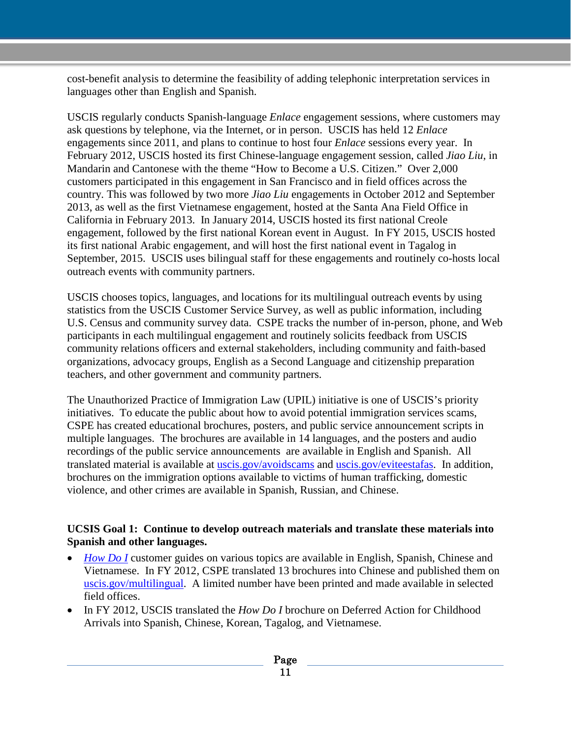cost-benefit analysis to determine the feasibility of adding telephonic interpretation services in languages other than English and Spanish.

USCIS regularly conducts Spanish-language *Enlace* engagement sessions, where customers may ask questions by telephone, via the Internet, or in person. USCIS has held 12 *Enlace* engagements since 2011, and plans to continue to host four *Enlace* sessions every year. In February 2012, USCIS hosted its first Chinese-language engagement session, called *Jiao Liu*, in Mandarin and Cantonese with the theme "How to Become a U.S. Citizen." Over 2,000 customers participated in this engagement in San Francisco and in field offices across the country. This was followed by two more *Jiao Liu* engagements in October 2012 and September 2013, as well as the first Vietnamese engagement, hosted at the Santa Ana Field Office in California in February 2013. In January 2014, USCIS hosted its first national Creole engagement, followed by the first national Korean event in August. In FY 2015, USCIS hosted its first national Arabic engagement, and will host the first national event in Tagalog in September, 2015. USCIS uses bilingual staff for these engagements and routinely co-hosts local outreach events with community partners.

USCIS chooses topics, languages, and locations for its multilingual outreach events by using statistics from the USCIS Customer Service Survey, as well as public information, including U.S. Census and community survey data. CSPE tracks the number of in-person, phone, and Web participants in each multilingual engagement and routinely solicits feedback from USCIS community relations officers and external stakeholders, including community and faith-based organizations, advocacy groups, English as a Second Language and citizenship preparation teachers, and other government and community partners.

The Unauthorized Practice of Immigration Law (UPIL) initiative is one of USCIS's priority initiatives. To educate the public about how to avoid potential immigration services scams, CSPE has created educational brochures, posters, and public service announcement scripts in multiple languages. The brochures are available in 14 languages, and the posters and audio recordings of the public service announcements are available in English and Spanish. All translated material is available at uscis.gov/avoidscams and uscis.gov/eviteestafas. In addition, brochures on the immigration options available to victims of human trafficking, domestic violence, and other crimes are available in Spanish, Russian, and Chinese.

**UCSIS Goal 1: Continue to develop outreach materials and translate these materials into Spanish and other languages.**

- *How Do I* customer guides on various topics are available in English, Spanish, Chinese and Vietnamese. In FY 2012, CSPE translated 13 brochures into Chinese and published them on uscis.gov/multilingual. A limited number have been printed and made available in selected field offices.
- In FY 2012, USCIS translated the *How Do I* brochure on Deferred Action for Childhood Arrivals into Spanish, Chinese, Korean, Tagalog, and Vietnamese.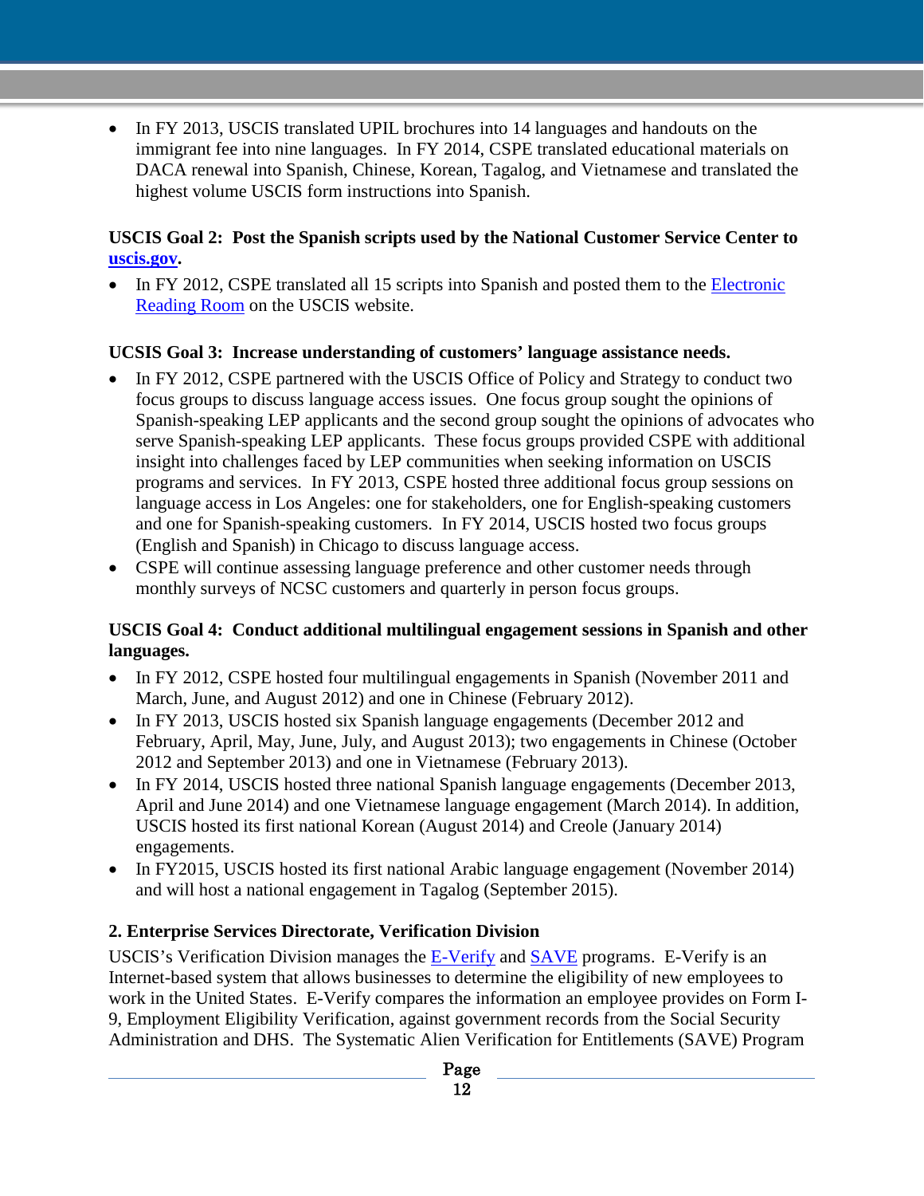- In FY 2013, USCIS translated UPIL brochures into 14 languages and handouts on the immigrant fee into nine languages. In FY 2014, CSPE translated educational materials on DACA renewal into Spanish, Chinese, Korean, Tagalog, and Vietnamese and translated the highest volume USCIS form instructions into Spanish.

**USCIS Goal 2: Post the Spanish scripts used by the National Customer Service Center to [uscis.gov](uscis.gov).**

- In FY 2012, CSPE translated all 15 scripts into Spanish and posted them to the [Electronic Reading Room](Electronic Reading Room) on the USCIS website.

**UCSIS Goal 3: Increase understanding of customers' language assistance needs.**

- In FY 2012, CSPE partnered with the USCIS Office of Policy and Strategy to conduct two focus groups to discuss language access issues. One focus group sought the opinions of Spanish-speaking LEP applicants and the second group sought the opinions of advocates who serve Spanish-speaking LEP applicants. These focus groups provided CSPE with additional insight into challenges faced by LEP communities when seeking information on USCIS programs and services. In FY 2013, CSPE hosted three additional focus group sessions on language access in Los Angeles: one for stakeholders, one for English-speaking customers and one for Spanish-speaking customers. In FY 2014, USCIS hosted two focus groups (English and Spanish) in Chicago to discuss language access.
- CSPE will continue assessing language preference and other customer needs through monthly surveys of NCSC customers and quarterly in person focus groups.

**USCIS Goal 4: Conduct additional multilingual engagement sessions in Spanish and other languages.**

- In FY 2012, CSPE hosted four multilingual engagements in Spanish (November 2011 and March, June, and August 2012) and one in Chinese (February 2012).
- In FY 2013, USCIS hosted six Spanish language engagements (December 2012 and February, April, May, June, July, and August 2013); two engagements in Chinese (October 2012 and September 2013) and one in Vietnamese (February 2013).
- In FY 2014, USCIS hosted three national Spanish language engagements (December 2013, April and June 2014) and one Vietnamese language engagement (March 2014). In addition, USCIS hosted its first national Korean (August 2014) and Creole (January 2014) engagements.
- In FY2015, USCIS hosted its first national Arabic language engagement (November 2014) and will host a national engagement in Tagalog (September 2015).

**2. Enterprise Services Directorate, Verification Division**

USCIS's Verification Division manages the [E-Verify](E-Verify) and [SAVE](SAVE) programs. E-Verify is an Internet-based system that allows businesses to determine the eligibility of new employees to work in the United States. E-Verify compares the information an employee provides on Form I-9, Employment Eligibility Verification, against government records from the Social Security Administration and DHS. The Systematic Alien Verification for Entitlements (SAVE) Program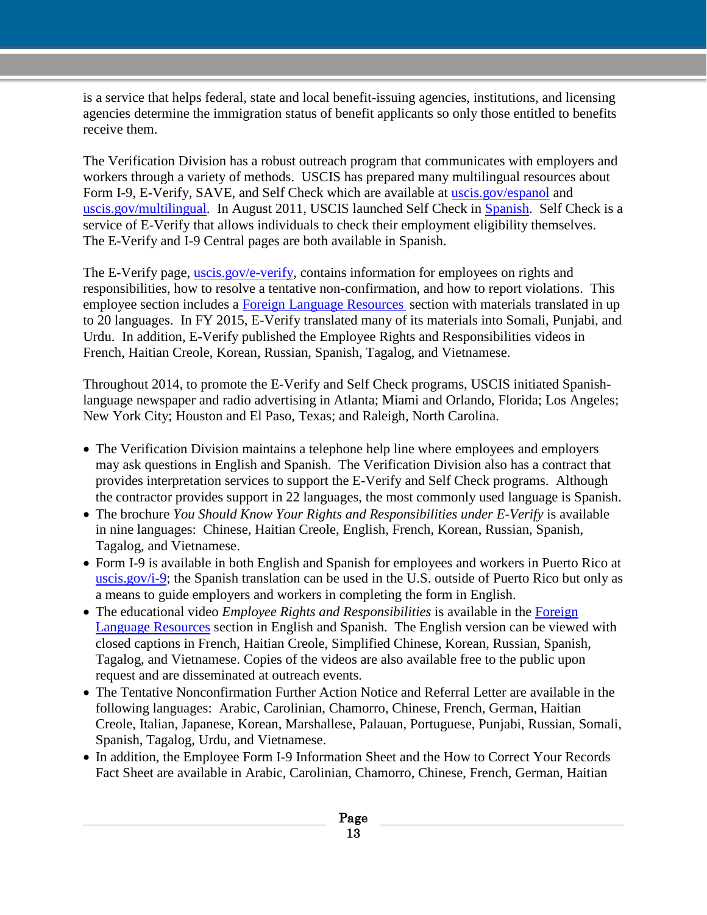is a service that helps federal, state and local benefit-issuing agencies, institutions, and licensing agencies determine the immigration status of benefit applicants so only those entitled to benefits receive them.

The Verification Division has a robust outreach program that communicates with employers and workers through a variety of methods. USCIS has prepared many multilingual resources about Form I-9, E-Verify, SAVE, and Self Check which are available at [uscis.gov/espanol]() and [uscis.gov/multilingual](). In August 2011, USCIS launched Self Check in [Spanish](). Self Check is a service of E-Verify that allows individuals to check their employment eligibility themselves. The E-Verify and I-9 Central pages are both available in Spanish.

The E-Verify page, [uscis.gov/e-verify](), contains information for employees on rights and responsibilities, how to resolve a tentative non-confirmation, and how to report violations. This employee section includes a [Foreign Language Resources]() section with materials translated in up to 20 languages. In FY 2015, E-Verify translated many of its materials into Somali, Punjabi, and Urdu. In addition, E-Verify published the Employee Rights and Responsibilities videos in French, Haitian Creole, Korean, Russian, Spanish, Tagalog, and Vietnamese.

Throughout 2014, to promote the E-Verify and Self Check programs, USCIS initiated Spanish-language newspaper and radio advertising in Atlanta; Miami and Orlando, Florida; Los Angeles; New York City; Houston and El Paso, Texas; and Raleigh, North Carolina.

- The Verification Division maintains a telephone help line where employees and employers may ask questions in English and Spanish. The Verification Division also has a contract that provides interpretation services to support the E-Verify and Self Check programs. Although the contractor provides support in 22 languages, the most commonly used language is Spanish.
- The brochure *You Should Know Your Rights and Responsibilities under E-Verify* is available in nine languages: Chinese, Haitian Creole, English, French, Korean, Russian, Spanish, Tagalog, and Vietnamese.
- Form I-9 is available in both English and Spanish for employees and workers in Puerto Rico at [uscis.gov/i-9](); the Spanish translation can be used in the U.S. outside of Puerto Rico but only as a means to guide employers and workers in completing the form in English.
- The educational video *Employee Rights and Responsibilities* is available in the [Foreign Language Resources]() section in English and Spanish. The English version can be viewed with closed captions in French, Haitian Creole, Simplified Chinese, Korean, Russian, Spanish, Tagalog, and Vietnamese. Copies of the videos are also available free to the public upon request and are disseminated at outreach events.
- The Tentative Nonconfirmation Further Action Notice and Referral Letter are available in the following languages: Arabic, Carolinian, Chamorro, Chinese, French, German, Haitian Creole, Italian, Japanese, Korean, Marshallese, Palauan, Portuguese, Punjabi, Russian, Somali, Spanish, Tagalog, Urdu, and Vietnamese.
- In addition, the Employee Form I-9 Information Sheet and the How to Correct Your Records Fact Sheet are available in Arabic, Carolinian, Chamorro, Chinese, French, German, Haitian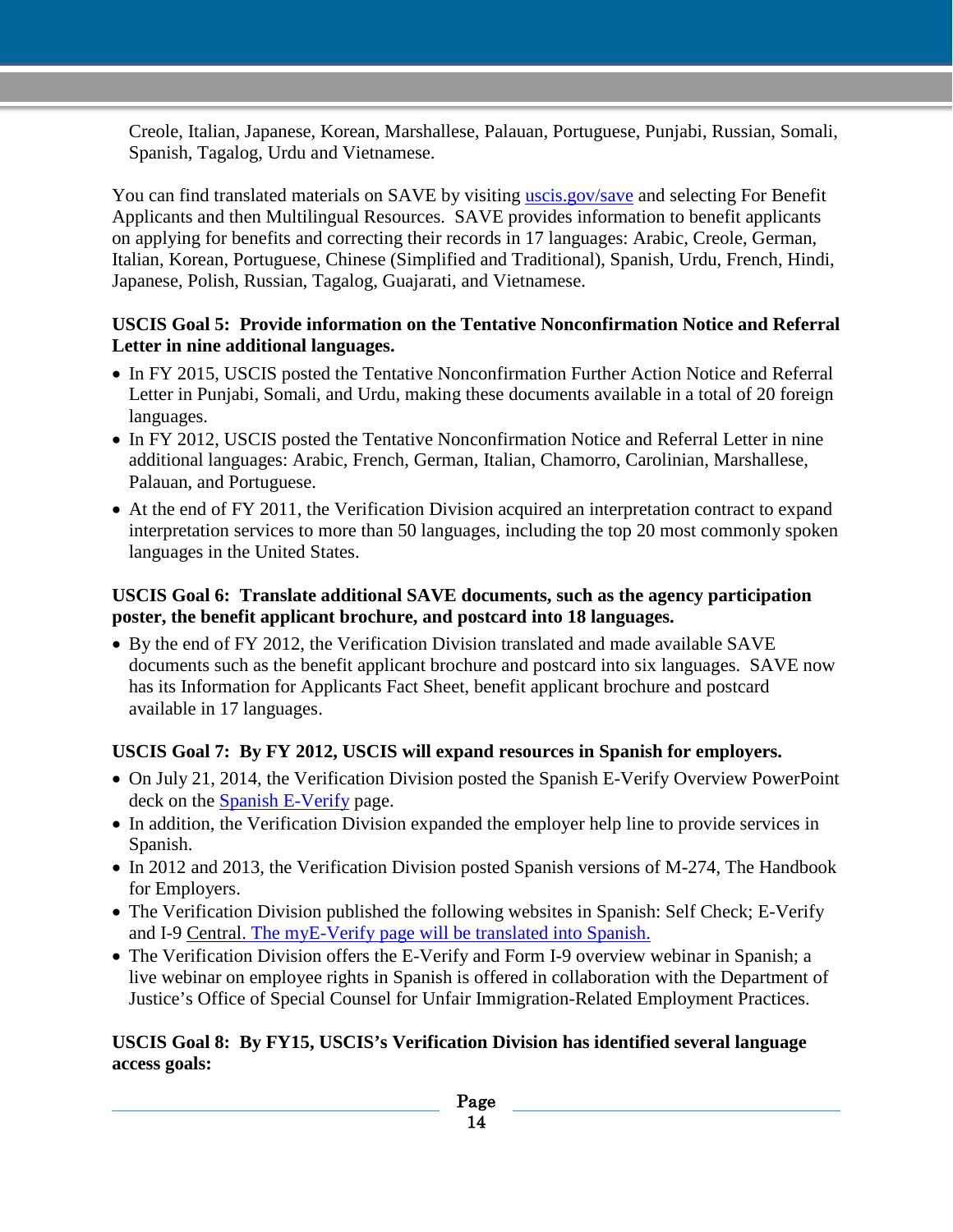Creole, Italian, Japanese, Korean, Marshallese, Palauan, Portuguese, Punjabi, Russian, Somali, Spanish, Tagalog, Urdu and Vietnamese.

You can find translated materials on SAVE by visiting uscis.gov/save and selecting For Benefit Applicants and then Multilingual Resources. SAVE provides information to benefit applicants on applying for benefits and correcting their records in 17 languages: Arabic, Creole, German, Italian, Korean, Portuguese, Chinese (Simplified and Traditional), Spanish, Urdu, French, Hindi, Japanese, Polish, Russian, Tagalog, Guajarati, and Vietnamese.

**USCIS Goal 5: Provide information on the Tentative Nonconfirmation Notice and Referral Letter in nine additional languages.**

- In FY 2015, USCIS posted the Tentative Nonconfirmation Further Action Notice and Referral Letter in Punjabi, Somali, and Urdu, making these documents available in a total of 20 foreign languages.
- In FY 2012, USCIS posted the Tentative Nonconfirmation Notice and Referral Letter in nine additional languages: Arabic, French, German, Italian, Chamorro, Carolinian, Marshallese, Palauan, and Portuguese.
- At the end of FY 2011, the Verification Division acquired an interpretation contract to expand interpretation services to more than 50 languages, including the top 20 most commonly spoken languages in the United States.

**USCIS Goal 6: Translate additional SAVE documents, such as the agency participation poster, the benefit applicant brochure, and postcard into 18 languages.**

- By the end of FY 2012, the Verification Division translated and made available SAVE documents such as the benefit applicant brochure and postcard into six languages. SAVE now has its Information for Applicants Fact Sheet, benefit applicant brochure and postcard available in 17 languages.

**USCIS Goal 7: By FY 2012, USCIS will expand resources in Spanish for employers.**

- On July 21, 2014, the Verification Division posted the Spanish E-Verify Overview PowerPoint deck on the Spanish E-Verify page.
- In addition, the Verification Division expanded the employer help line to provide services in Spanish.
- In 2012 and 2013, the Verification Division posted Spanish versions of M-274, The Handbook for Employers.
- The Verification Division published the following websites in Spanish: Self Check; E-Verify and I-9 Central. The myE-Verify page will be translated into Spanish.
- The Verification Division offers the E-Verify and Form I-9 overview webinar in Spanish; a live webinar on employee rights in Spanish is offered in collaboration with the Department of Justice's Office of Special Counsel for Unfair Immigration-Related Employment Practices.

**USCIS Goal 8: By FY15, USCIS's Verification Division has identified several language access goals:**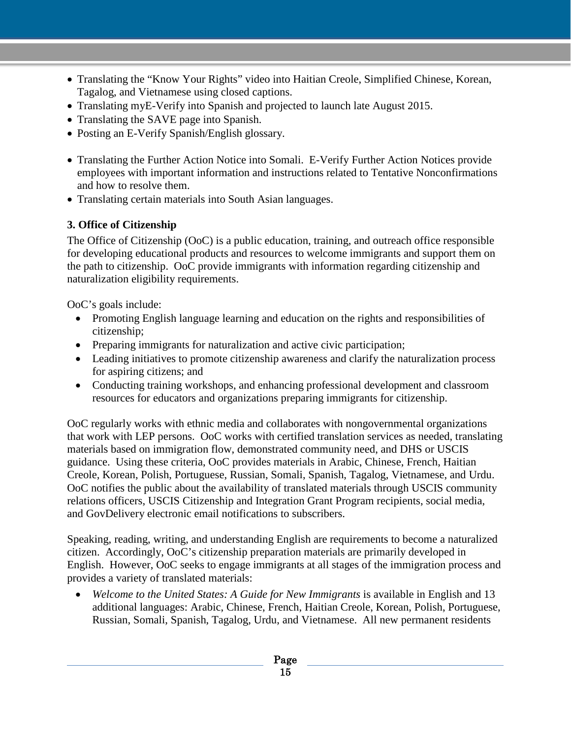- Translating the "Know Your Rights" video into Haitian Creole, Simplified Chinese, Korean, Tagalog, and Vietnamese using closed captions.
- Translating myE-Verify into Spanish and projected to launch late August 2015.
- Translating the SAVE page into Spanish.
- Posting an E-Verify Spanish/English glossary.
- Translating the Further Action Notice into Somali. E-Verify Further Action Notices provide employees with important information and instructions related to Tentative Nonconfirmations and how to resolve them.
- Translating certain materials into South Asian languages.

**3. Office of Citizenship**

The Office of Citizenship (OoC) is a public education, training, and outreach office responsible for developing educational products and resources to welcome immigrants and support them on the path to citizenship. OoC provide immigrants with information regarding citizenship and naturalization eligibility requirements.

OoC's goals include:

- Promoting English language learning and education on the rights and responsibilities of citizenship;
- Preparing immigrants for naturalization and active civic participation;
- Leading initiatives to promote citizenship awareness and clarify the naturalization process for aspiring citizens; and
- Conducting training workshops, and enhancing professional development and classroom resources for educators and organizations preparing immigrants for citizenship.

OoC regularly works with ethnic media and collaborates with nongovernmental organizations that work with LEP persons. OoC works with certified translation services as needed, translating materials based on immigration flow, demonstrated community need, and DHS or USCIS guidance. Using these criteria, OoC provides materials in Arabic, Chinese, French, Haitian Creole, Korean, Polish, Portuguese, Russian, Somali, Spanish, Tagalog, Vietnamese, and Urdu. OoC notifies the public about the availability of translated materials through USCIS community relations officers, USCIS Citizenship and Integration Grant Program recipients, social media, and GovDelivery electronic email notifications to subscribers.

Speaking, reading, writing, and understanding English are requirements to become a naturalized citizen. Accordingly, OoC's citizenship preparation materials are primarily developed in English. However, OoC seeks to engage immigrants at all stages of the immigration process and provides a variety of translated materials:

- *Welcome to the United States: A Guide for New Immigrants* is available in English and 13 additional languages: Arabic, Chinese, French, Haitian Creole, Korean, Polish, Portuguese, Russian, Somali, Spanish, Tagalog, Urdu, and Vietnamese. All new permanent residents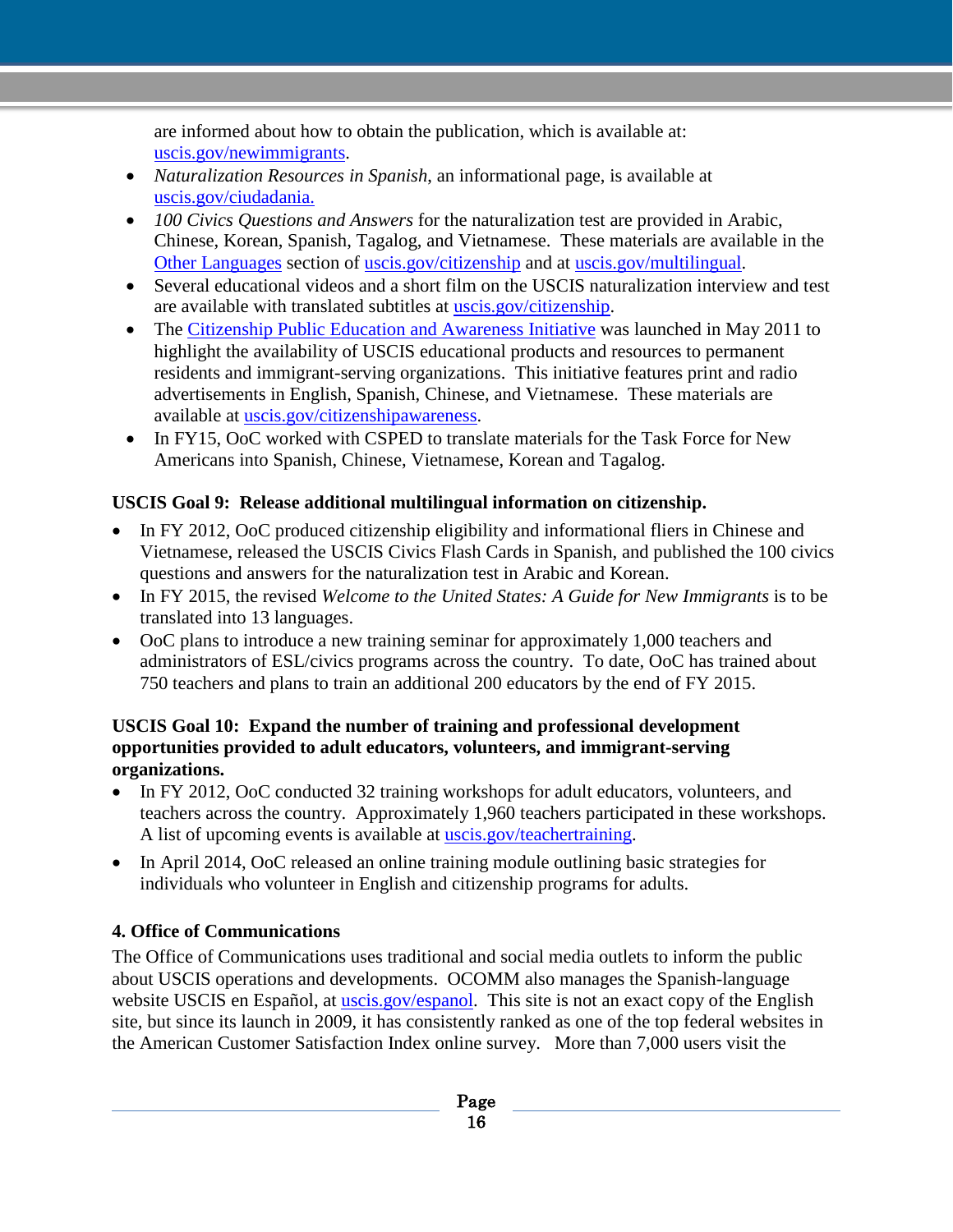are informed about how to obtain the publication, which is available at: uscis.gov/newimmigrants.

- *Naturalization Resources in Spanish*, an informational page, is available at uscis.gov/ciudadania.
- *100 Civics Questions and Answers* for the naturalization test are provided in Arabic, Chinese, Korean, Spanish, Tagalog, and Vietnamese. These materials are available in the Other Languages section of uscis.gov/citizenship and at uscis.gov/multilingual.
- Several educational videos and a short film on the USCIS naturalization interview and test are available with translated subtitles at uscis.gov/citizenship.
- The Citizenship Public Education and Awareness Initiative was launched in May 2011 to highlight the availability of USCIS educational products and resources to permanent residents and immigrant-serving organizations. This initiative features print and radio advertisements in English, Spanish, Chinese, and Vietnamese. These materials are available at uscis.gov/citizenshipawareness.
- In FY15, OoC worked with CSPED to translate materials for the Task Force for New Americans into Spanish, Chinese, Vietnamese, Korean and Tagalog.

**USCIS Goal 9: Release additional multilingual information on citizenship.**

- In FY 2012, OoC produced citizenship eligibility and informational fliers in Chinese and Vietnamese, released the USCIS Civics Flash Cards in Spanish, and published the 100 civics questions and answers for the naturalization test in Arabic and Korean.
- In FY 2015, the revised *Welcome to the United States: A Guide for New Immigrants* is to be translated into 13 languages.
- OoC plans to introduce a new training seminar for approximately 1,000 teachers and administrators of ESL/civics programs across the country. To date, OoC has trained about 750 teachers and plans to train an additional 200 educators by the end of FY 2015.

**USCIS Goal 10: Expand the number of training and professional development opportunities provided to adult educators, volunteers, and immigrant-serving organizations.**

- In FY 2012, OoC conducted 32 training workshops for adult educators, volunteers, and teachers across the country. Approximately 1,960 teachers participated in these workshops. A list of upcoming events is available at uscis.gov/teachertraining.
- In April 2014, OoC released an online training module outlining basic strategies for individuals who volunteer in English and citizenship programs for adults.

### 4. Office of Communications

The Office of Communications uses traditional and social media outlets to inform the public about USCIS operations and developments. OCOMM also manages the Spanish-language website USCIS en Español, at uscis.gov/espanol. This site is not an exact copy of the English site, but since its launch in 2009, it has consistently ranked as one of the top federal websites in the American Customer Satisfaction Index online survey. More than 7,000 users visit the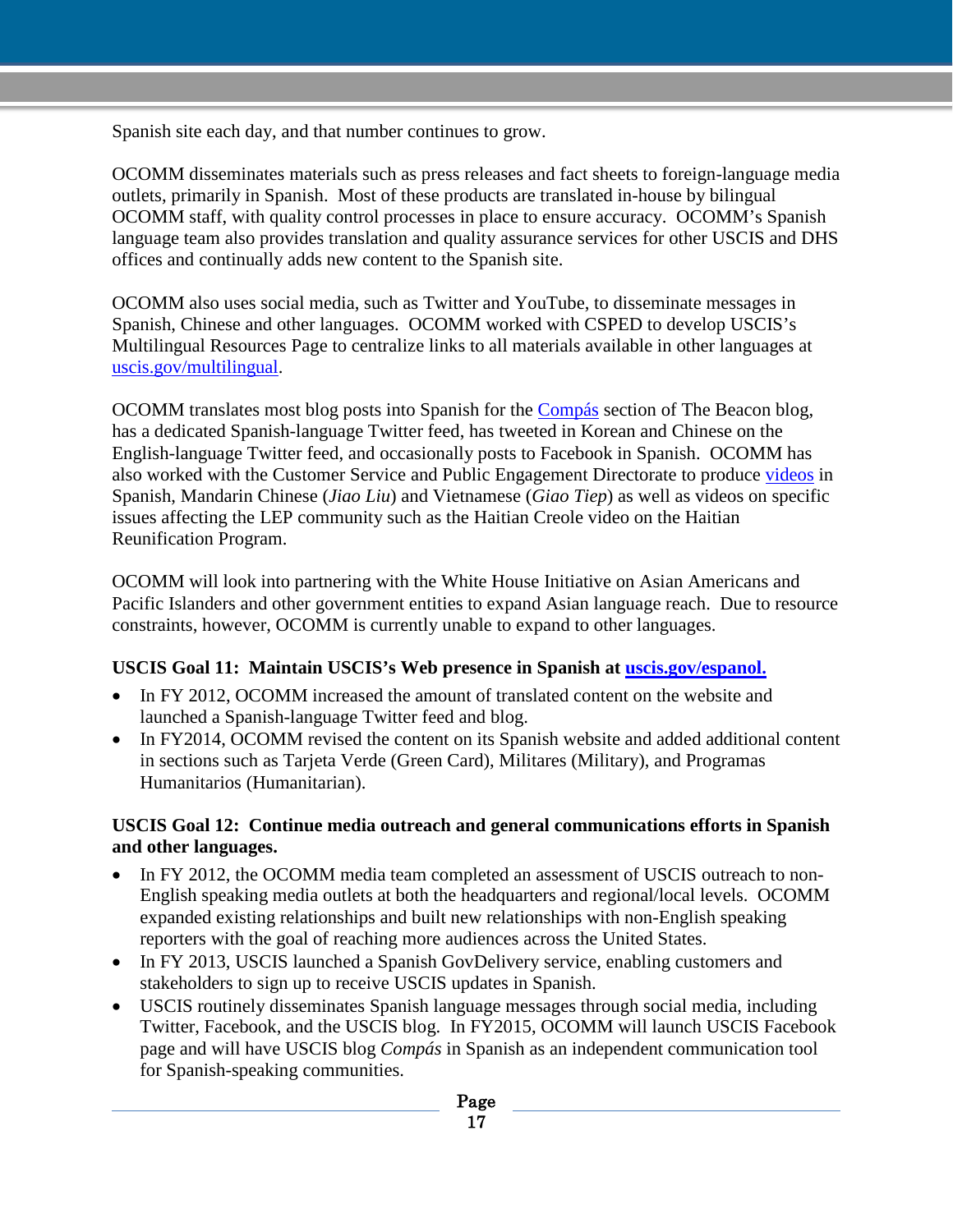Spanish site each day, and that number continues to grow.

OCOMM disseminates materials such as press releases and fact sheets to foreign-language media outlets, primarily in Spanish. Most of these products are translated in-house by bilingual OCOMM staff, with quality control processes in place to ensure accuracy. OCOMM's Spanish language team also provides translation and quality assurance services for other USCIS and DHS offices and continually adds new content to the Spanish site.

OCOMM also uses social media, such as Twitter and YouTube, to disseminate messages in Spanish, Chinese and other languages. OCOMM worked with CSPED to develop USCIS's Multilingual Resources Page to centralize links to all materials available in other languages at uscis.gov/multilingual.

OCOMM translates most blog posts into Spanish for the Compás section of The Beacon blog, has a dedicated Spanish-language Twitter feed, has tweeted in Korean and Chinese on the English-language Twitter feed, and occasionally posts to Facebook in Spanish. OCOMM has also worked with the Customer Service and Public Engagement Directorate to produce videos in Spanish, Mandarin Chinese (*Jiao Liu*) and Vietnamese (*Giao Tiep*) as well as videos on specific issues affecting the LEP community such as the Haitian Creole video on the Haitian Reunification Program.

OCOMM will look into partnering with the White House Initiative on Asian Americans and Pacific Islanders and other government entities to expand Asian language reach. Due to resource constraints, however, OCOMM is currently unable to expand to other languages.

**USCIS Goal 11: Maintain USCIS's Web presence in Spanish at uscis.gov/espanol.**

- In FY 2012, OCOMM increased the amount of translated content on the website and launched a Spanish-language Twitter feed and blog.
- In FY2014, OCOMM revised the content on its Spanish website and added additional content in sections such as Tarjeta Verde (Green Card), Militares (Military), and Programas Humanitarios (Humanitarian).

**USCIS Goal 12: Continue media outreach and general communications efforts in Spanish and other languages.**

- In FY 2012, the OCOMM media team completed an assessment of USCIS outreach to non-English speaking media outlets at both the headquarters and regional/local levels. OCOMM expanded existing relationships and built new relationships with non-English speaking reporters with the goal of reaching more audiences across the United States.
- In FY 2013, USCIS launched a Spanish GovDelivery service, enabling customers and stakeholders to sign up to receive USCIS updates in Spanish.
- USCIS routinely disseminates Spanish language messages through social media, including Twitter, Facebook, and the USCIS blog. In FY2015, OCOMM will launch USCIS Facebook page and will have USCIS blog *Compás* in Spanish as an independent communication tool for Spanish-speaking communities.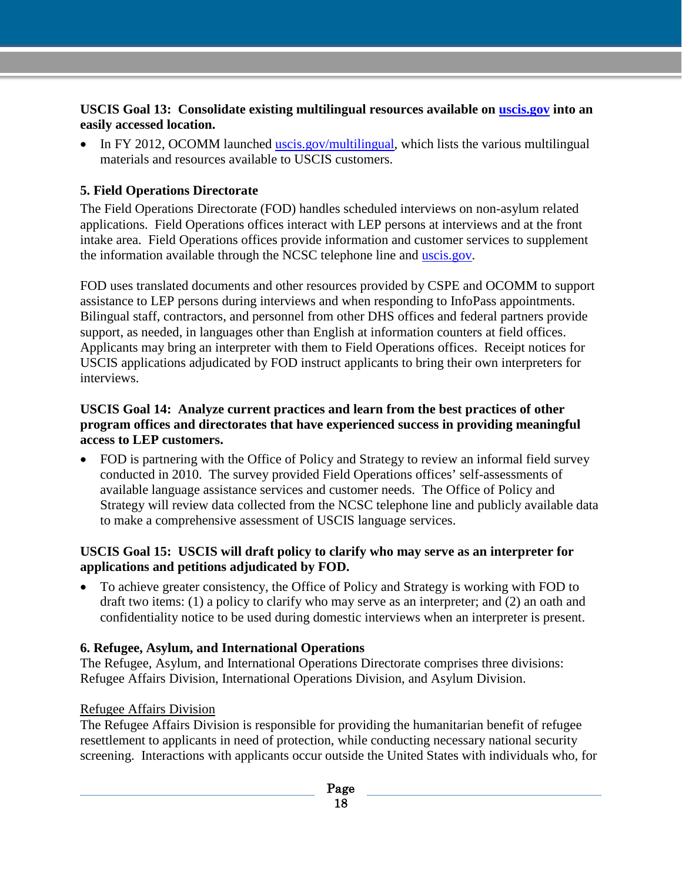**USCIS Goal 13: Consolidate existing multilingual resources available on [uscis.gov](http://uscis.gov) into an easily accessed location.**

- In FY 2012, OCOMM launched [uscis.gov/multilingual](http://uscis.gov/multilingual), which lists the various multilingual materials and resources available to USCIS customers.

### 5. Field Operations Directorate

The Field Operations Directorate (FOD) handles scheduled interviews on non-asylum related applications. Field Operations offices interact with LEP persons at interviews and at the front intake area. Field Operations offices provide information and customer services to supplement the information available through the NCSC telephone line and [uscis.gov](http://uscis.gov).

FOD uses translated documents and other resources provided by CSPE and OCOMM to support assistance to LEP persons during interviews and when responding to InfoPass appointments. Bilingual staff, contractors, and personnel from other DHS offices and federal partners provide support, as needed, in languages other than English at information counters at field offices. Applicants may bring an interpreter with them to Field Operations offices. Receipt notices for USCIS applications adjudicated by FOD instruct applicants to bring their own interpreters for interviews.

**USCIS Goal 14: Analyze current practices and learn from the best practices of other program offices and directorates that have experienced success in providing meaningful access to LEP customers.**

- FOD is partnering with the Office of Policy and Strategy to review an informal field survey conducted in 2010. The survey provided Field Operations offices' self-assessments of available language assistance services and customer needs. The Office of Policy and Strategy will review data collected from the NCSC telephone line and publicly available data to make a comprehensive assessment of USCIS language services.

**USCIS Goal 15: USCIS will draft policy to clarify who may serve as an interpreter for applications and petitions adjudicated by FOD.**

- To achieve greater consistency, the Office of Policy and Strategy is working with FOD to draft two items: (1) a policy to clarify who may serve as an interpreter; and (2) an oath and confidentiality notice to be used during domestic interviews when an interpreter is present.

### 6. Refugee, Asylum, and International Operations

The Refugee, Asylum, and International Operations Directorate comprises three divisions: Refugee Affairs Division, International Operations Division, and Asylum Division.

<u>Refugee Affairs Division</u>

The Refugee Affairs Division is responsible for providing the humanitarian benefit of refugee resettlement to applicants in need of protection, while conducting necessary national security screening. Interactions with applicants occur outside the United States with individuals who, for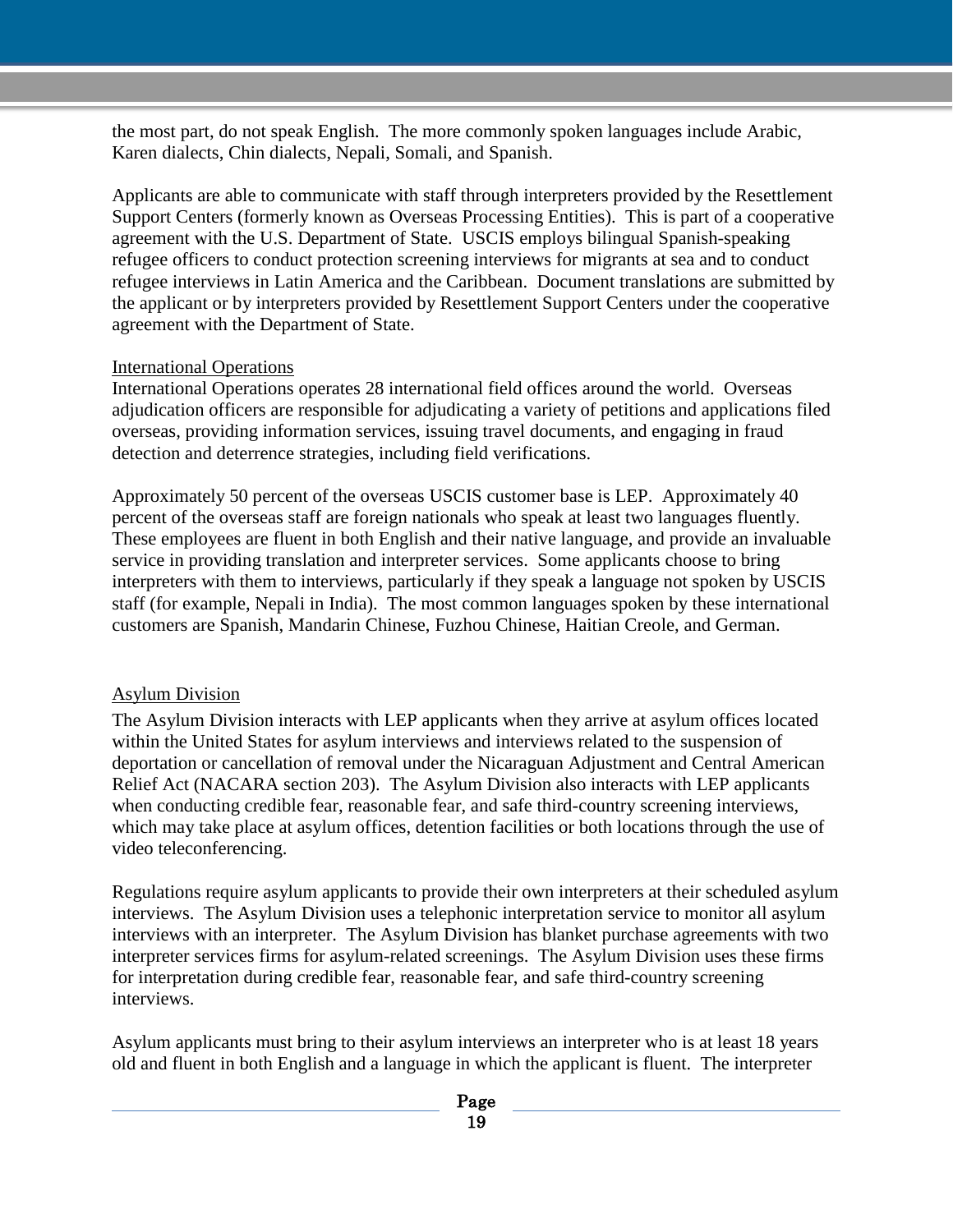the most part, do not speak English. The more commonly spoken languages include Arabic, Karen dialects, Chin dialects, Nepali, Somali, and Spanish.

Applicants are able to communicate with staff through interpreters provided by the Resettlement Support Centers (formerly known as Overseas Processing Entities). This is part of a cooperative agreement with the U.S. Department of State. USCIS employs bilingual Spanish-speaking refugee officers to conduct protection screening interviews for migrants at sea and to conduct refugee interviews in Latin America and the Caribbean. Document translations are submitted by the applicant or by interpreters provided by Resettlement Support Centers under the cooperative agreement with the Department of State.

International Operations

International Operations operates 28 international field offices around the world. Overseas adjudication officers are responsible for adjudicating a variety of petitions and applications filed overseas, providing information services, issuing travel documents, and engaging in fraud detection and deterrence strategies, including field verifications.

Approximately 50 percent of the overseas USCIS customer base is LEP. Approximately 40 percent of the overseas staff are foreign nationals who speak at least two languages fluently. These employees are fluent in both English and their native language, and provide an invaluable service in providing translation and interpreter services. Some applicants choose to bring interpreters with them to interviews, particularly if they speak a language not spoken by USCIS staff (for example, Nepali in India). The most common languages spoken by these international customers are Spanish, Mandarin Chinese, Fuzhou Chinese, Haitian Creole, and German.

Asylum Division

The Asylum Division interacts with LEP applicants when they arrive at asylum offices located within the United States for asylum interviews and interviews related to the suspension of deportation or cancellation of removal under the Nicaraguan Adjustment and Central American Relief Act (NACARA section 203). The Asylum Division also interacts with LEP applicants when conducting credible fear, reasonable fear, and safe third-country screening interviews, which may take place at asylum offices, detention facilities or both locations through the use of video teleconferencing.

Regulations require asylum applicants to provide their own interpreters at their scheduled asylum interviews. The Asylum Division uses a telephonic interpretation service to monitor all asylum interviews with an interpreter. The Asylum Division has blanket purchase agreements with two interpreter services firms for asylum-related screenings. The Asylum Division uses these firms for interpretation during credible fear, reasonable fear, and safe third-country screening interviews.

Asylum applicants must bring to their asylum interviews an interpreter who is at least 18 years old and fluent in both English and a language in which the applicant is fluent. The interpreter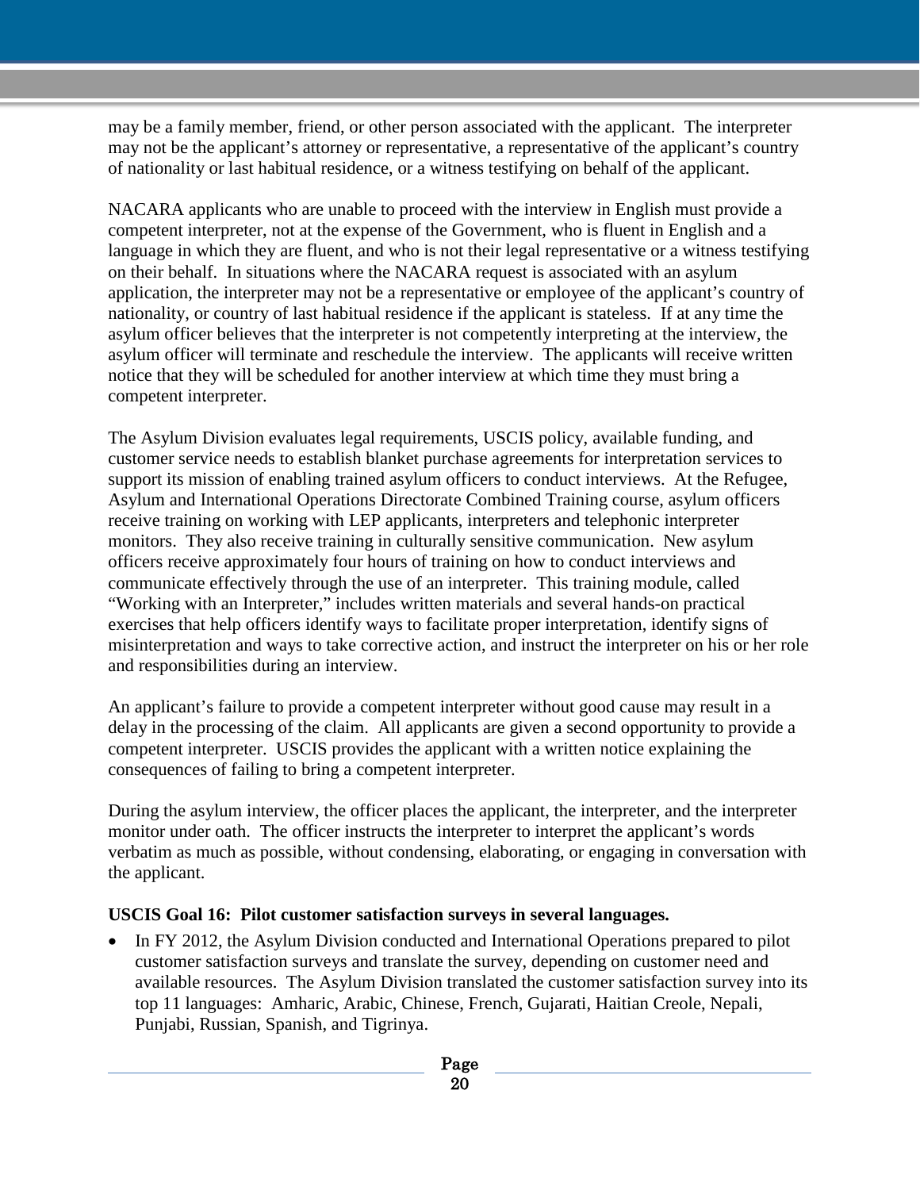may be a family member, friend, or other person associated with the applicant. The interpreter may not be the applicant's attorney or representative, a representative of the applicant's country of nationality or last habitual residence, or a witness testifying on behalf of the applicant.

NACARA applicants who are unable to proceed with the interview in English must provide a competent interpreter, not at the expense of the Government, who is fluent in English and a language in which they are fluent, and who is not their legal representative or a witness testifying on their behalf. In situations where the NACARA request is associated with an asylum application, the interpreter may not be a representative or employee of the applicant's country of nationality, or country of last habitual residence if the applicant is stateless. If at any time the asylum officer believes that the interpreter is not competently interpreting at the interview, the asylum officer will terminate and reschedule the interview. The applicants will receive written notice that they will be scheduled for another interview at which time they must bring a competent interpreter.

The Asylum Division evaluates legal requirements, USCIS policy, available funding, and customer service needs to establish blanket purchase agreements for interpretation services to support its mission of enabling trained asylum officers to conduct interviews. At the Refugee, Asylum and International Operations Directorate Combined Training course, asylum officers receive training on working with LEP applicants, interpreters and telephonic interpreter monitors. They also receive training in culturally sensitive communication. New asylum officers receive approximately four hours of training on how to conduct interviews and communicate effectively through the use of an interpreter. This training module, called "Working with an Interpreter," includes written materials and several hands-on practical exercises that help officers identify ways to facilitate proper interpretation, identify signs of misinterpretation and ways to take corrective action, and instruct the interpreter on his or her role and responsibilities during an interview.

An applicant's failure to provide a competent interpreter without good cause may result in a delay in the processing of the claim. All applicants are given a second opportunity to provide a competent interpreter. USCIS provides the applicant with a written notice explaining the consequences of failing to bring a competent interpreter.

During the asylum interview, the officer places the applicant, the interpreter, and the interpreter monitor under oath. The officer instructs the interpreter to interpret the applicant's words verbatim as much as possible, without condensing, elaborating, or engaging in conversation with the applicant.

**USCIS Goal 16: Pilot customer satisfaction surveys in several languages.**

- In FY 2012, the Asylum Division conducted and International Operations prepared to pilot customer satisfaction surveys and translate the survey, depending on customer need and available resources. The Asylum Division translated the customer satisfaction survey into its top 11 languages: Amharic, Arabic, Chinese, French, Gujarati, Haitian Creole, Nepali, Punjabi, Russian, Spanish, and Tigrinya.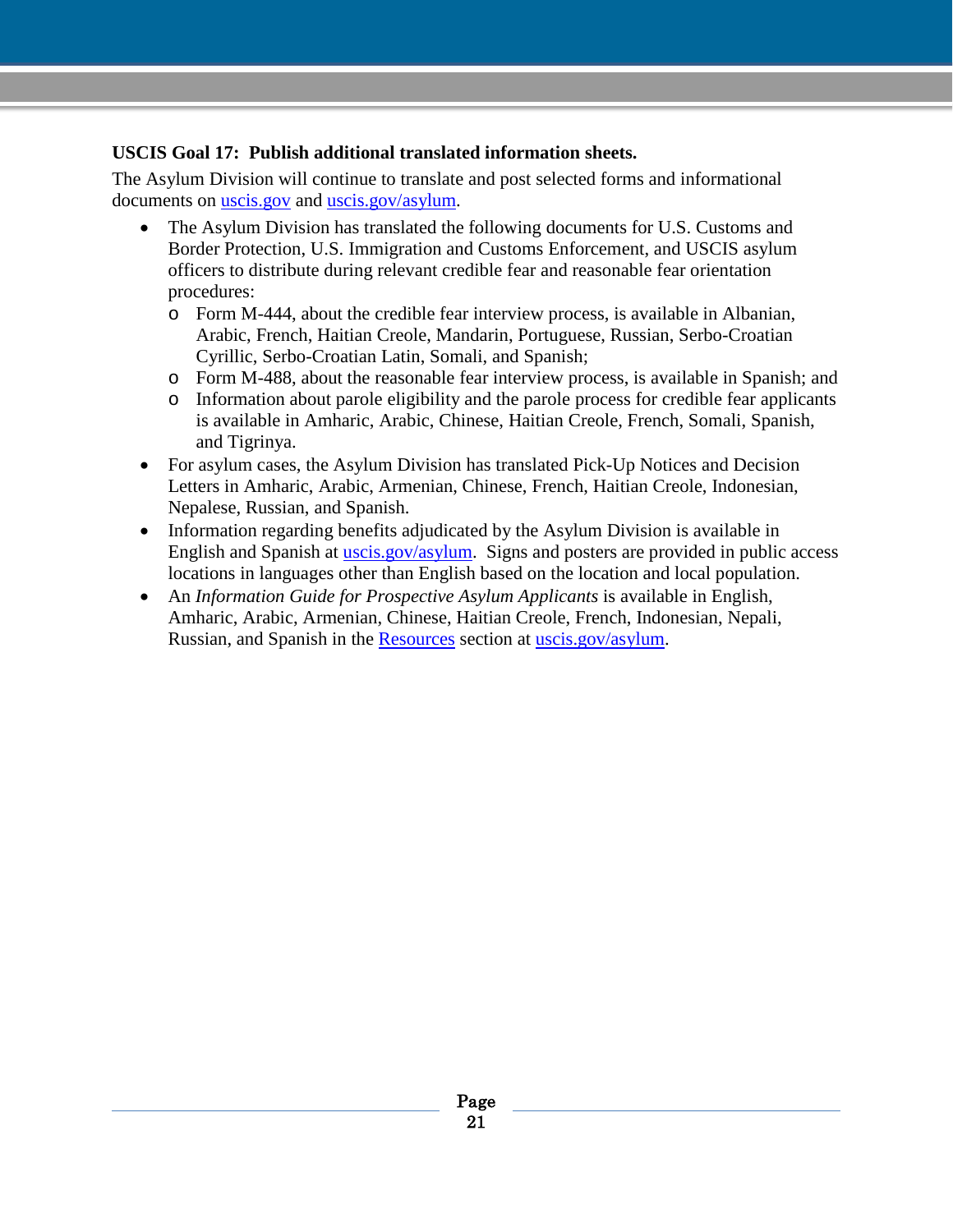**USCIS Goal 17: Publish additional translated information sheets.**

The Asylum Division will continue to translate and post selected forms and informational documents on [uscis.gov](uscis.gov) and [uscis.gov/asylum](uscis.gov/asylum).

- The Asylum Division has translated the following documents for U.S. Customs and Border Protection, U.S. Immigration and Customs Enforcement, and USCIS asylum officers to distribute during relevant credible fear and reasonable fear orientation procedures:
  - Form M-444, about the credible fear interview process, is available in Albanian, Arabic, French, Haitian Creole, Mandarin, Portuguese, Russian, Serbo-Croatian Cyrillic, Serbo-Croatian Latin, Somali, and Spanish;
  - Form M-488, about the reasonable fear interview process, is available in Spanish; and
  - Information about parole eligibility and the parole process for credible fear applicants is available in Amharic, Arabic, Chinese, Haitian Creole, French, Somali, Spanish, and Tigrinya.
- For asylum cases, the Asylum Division has translated Pick-Up Notices and Decision Letters in Amharic, Arabic, Armenian, Chinese, French, Haitian Creole, Indonesian, Nepalese, Russian, and Spanish.
- Information regarding benefits adjudicated by the Asylum Division is available in English and Spanish at [uscis.gov/asylum](uscis.gov/asylum). Signs and posters are provided in public access locations in languages other than English based on the location and local population.
- An *Information Guide for Prospective Asylum Applicants* is available in English, Amharic, Arabic, Armenian, Chinese, Haitian Creole, French, Indonesian, Nepali, Russian, and Spanish in the Resources section at [uscis.gov/asylum](uscis.gov/asylum).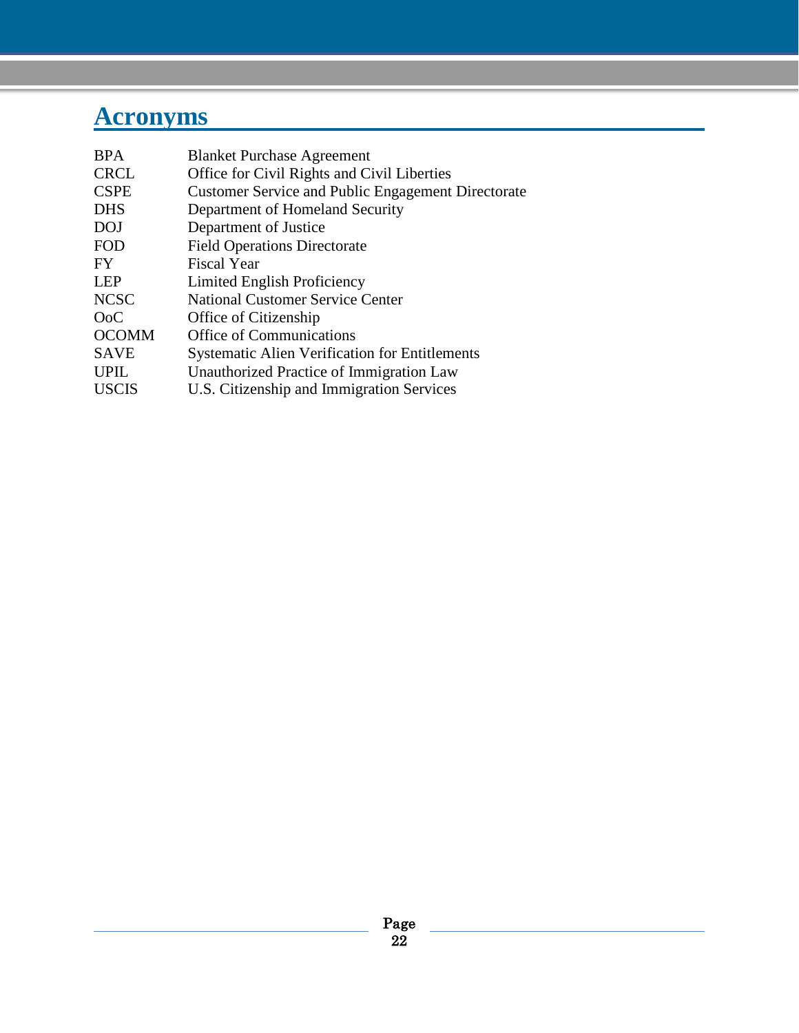# Acronyms

| | |
|---|---|
| BPA | Blanket Purchase Agreement |
| CRCL | Office for Civil Rights and Civil Liberties |
| CSPE | Customer Service and Public Engagement Directorate |
| DHS | Department of Homeland Security |
| DOJ | Department of Justice |
| FOD | Field Operations Directorate |
| FY | Fiscal Year |
| LEP | Limited English Proficiency |
| NCSC | National Customer Service Center |
| OoC | Office of Citizenship |
| OCOMM | Office of Communications |
| SAVE | Systematic Alien Verification for Entitlements |
| UPIL | Unauthorized Practice of Immigration Law |
| USCIS | U.S. Citizenship and Immigration Services |